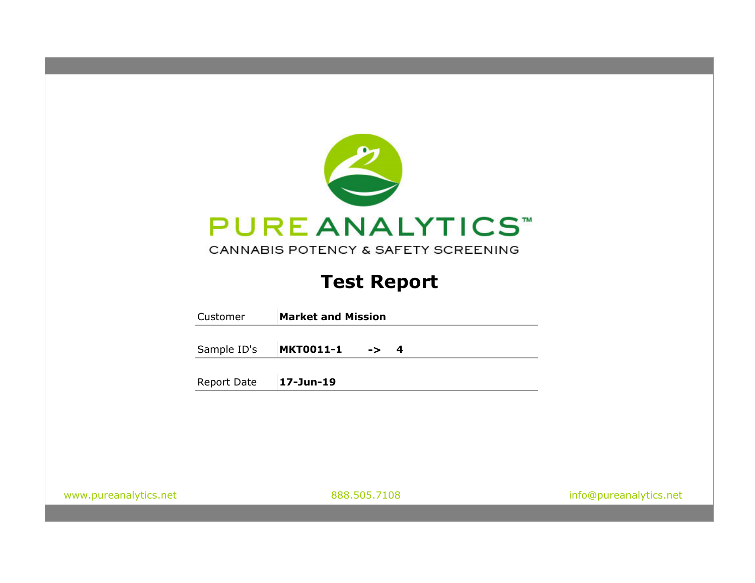# PURE ANALYTICS™

CANNABIS POTENCY & SAFETY SCREENING

## Test Report

| Customer | **Market and Mission** |
|---|---|
| Sample ID's | **MKT0011-1 -> 4** |
| Report Date | **17-Jun-19** |

www.pureanalytics.net 888.505.7108 info@pureanalytics.net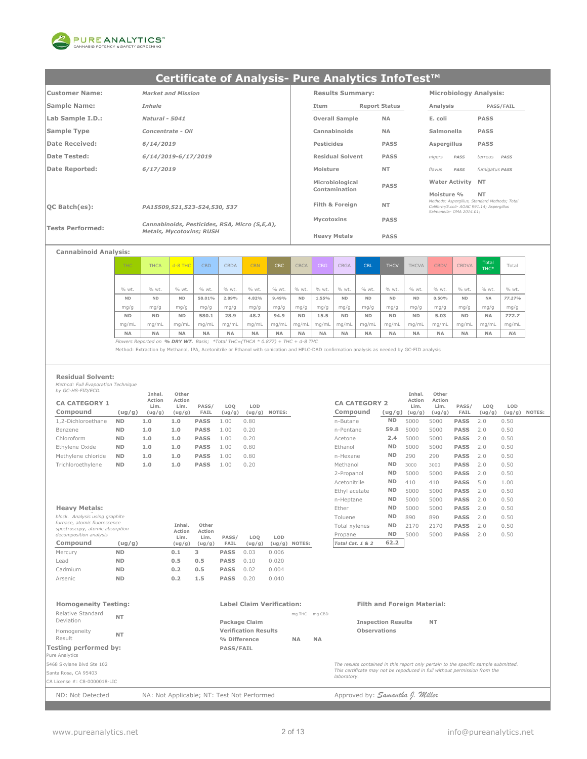PURE ANALYTICS™
CANNABIS POTENCY & SAFETY SCREENING

# Certificate of Analysis- Pure Analytics InfoTest™

| | |
|---|---|
| **Customer Name:** | *Market and Mission* |
| **Sample Name:** | *Inhale* |
| **Lab Sample I.D.:** | *Natural - 5041* |
| **Sample Type** | *Concentrate - Oil* |
| **Date Received:** | *6/14/2019* |
| **Date Tested:** | *6/14/2019-6/17/2019* |
| **Date Reported:** | *6/17/2019* |
| **QC Batch(es):** | *PA15509,521,523-524,530, 537* |
| **Tests Performed:** | *Cannabinoids, Pesticides, RSA, Micro (S,E,A), Metals, Mycotoxins; RUSH* |

**Results Summary:**

| Item | Report Status |
|---|---|
| Overall Sample | NA |
| Cannabinoids | NA |
| Pesticides | PASS |
| Residual Solvent | PASS |
| Moisture | NT |
| Microbiological Contamination | PASS |
| Filth & Foreign | NT |
| Mycotoxins | PASS |
| Heavy Metals | PASS |

**Microbiology Analysis:**

| Analysis | PASS/FAIL |
|---|---|
| E. coli | PASS |
| Salmonella | PASS |
| Aspergillus | PASS |
| *nigers* PASS | *terreus* PASS |
| *flavus* PASS | *fumigatus* PASS |
| Water Activity | NT |
| Moisture % | NT |

*Methods: Aspergillus, Standard Methods; Total Coliform/E.coli- AOAC 991.14; Aspergillus Salmonella- OMA 2014.01;*

## Cannabinoid Analysis:

| | THC | THCA | d-8 THC | CBD | CBDA | CBN | CBC | CBCA | CBG | CBGA | CBL | THCV | THCVA | CBDV | CBDVA | Total THC* | Total |
|---|---|---|---|---|---|---|---|---|---|---|---|---|---|---|---|---|---|
| % wt. | ND | ND | ND | 58.01% | 2.89% | 4.82% | 9.49% | ND | 1.55% | ND | ND | ND | ND | 0.50% | ND | NA | 77.27% |
| mg/g | ND | ND | ND | 580.1 | 28.9 | 48.2 | 94.9 | ND | 15.5 | ND | ND | ND | ND | 5.03 | ND | NA | 772.7 |
| mg/mL | NA | NA | NA | NA | NA | NA | NA | NA | NA | NA | NA | NA | NA | NA | NA | NA | NA |

*Flowers Reported on % DRY WT. Basis; \*Total THC=(THCA \* 0.877) + THC + d-8 THC*

Method: Extraction by Methanol, IPA, Acetonitrile or Ethanol with sonication and HPLC-DAD confirmation analysis as needed by GC-FID analysis

## Residual Solvent:

*Method: Full Evaporation Technique by GC-HS-FID/ECD.*

| CA CATEGORY 1 Compound | (ug/g) | Inhal. Action Lim. (ug/g) | Other Action Lim. (ug/g) | PASS/ FAIL | LOQ (ug/g) | LOD (ug/g) | NOTES: |
|---|---|---|---|---|---|---|---|
| 1,2-Dichloroethane | ND | 1.0 | 1.0 | PASS | 1.00 | 0.80 | |
| Benzene | ND | 1.0 | 1.0 | PASS | 1.00 | 0.20 | |
| Chloroform | ND | 1.0 | 1.0 | PASS | 1.00 | 0.20 | |
| Ethylene Oxide | ND | 1.0 | 1.0 | PASS | 1.00 | 0.80 | |
| Methylene chloride | ND | 1.0 | 1.0 | PASS | 1.00 | 0.80 | |
| Trichloroethylene | ND | 1.0 | 1.0 | PASS | 1.00 | 0.20 | |

| CA CATEGORY 2 Compound | (ug/g) | Inhal. Action Lim. (ug/g) | Other Action Lim. (ug/g) | PASS/ FAIL | LOQ (ug/g) | LOD (ug/g) | NOTES: |
|---|---|---|---|---|---|---|---|
| n-Butane | ND | 5000 | 5000 | PASS | 2.0 | 0.50 | |
| n-Pentane | 59.8 | 5000 | 5000 | PASS | 2.0 | 0.50 | |
| Acetone | 2.4 | 5000 | 5000 | PASS | 2.0 | 0.50 | |
| Ethanol | ND | 5000 | 5000 | PASS | 2.0 | 0.50 | |
| n-Hexane | ND | 290 | 290 | PASS | 2.0 | 0.50 | |
| Methanol | ND | 3000 | 3000 | PASS | 2.0 | 0.50 | |
| 2-Propanol | ND | 5000 | 5000 | PASS | 2.0 | 0.50 | |
| Acetonitrile | ND | 410 | 410 | PASS | 5.0 | 1.00 | |
| Ethyl acetate | ND | 5000 | 5000 | PASS | 2.0 | 0.50 | |
| n-Heptane | ND | 5000 | 5000 | PASS | 2.0 | 0.50 | |
| Ether | ND | 5000 | 5000 | PASS | 2.0 | 0.50 | |
| Toluene | ND | 890 | 890 | PASS | 2.0 | 0.50 | |
| Total xylenes | ND | 2170 | 2170 | PASS | 2.0 | 0.50 | |
| Propane | ND | 5000 | 5000 | PASS | 2.0 | 0.50 | |
| *Total Cat. 1 & 2* | 62.2 | | | | | | |

## Heavy Metals:

*block. Analysis using graphite furnace, atomic fluorescence spectroscopy, atomic absorption decomposition analysis*

| Compound | (ug/g) | Inhal. Action Lim. (ug/g) | Other Action Lim. (ug/g) | PASS/ FAIL | LOQ (ug/g) | LOD (ug/g) | NOTES: |
|---|---|---|---|---|---|---|---|
| Mercury | ND | 0.1 | 3 | PASS | 0.03 | 0.006 | |
| Lead | ND | 0.5 | 0.5 | PASS | 0.10 | 0.020 | |
| Cadmium | ND | 0.2 | 0.5 | PASS | 0.02 | 0.004 | |
| Arsenic | ND | 0.2 | 1.5 | PASS | 0.20 | 0.040 | |

## Homogeneity Testing:

| | |
|---|---|
| Relative Standard Deviation | NT |
| Homogeneity Result | NT |

## Label Claim Verification:

| | mg THC | mg CBD |
|---|---|---|
| Package Claim | | |
| Verification Results | | |
| % Difference | NA | NA |
| PASS/FAIL | | |

## Filth and Foreign Material:

| | |
|---|---|
| Inspection Results | NT |
| Observations | |

**Testing performed by:**
Pure Analytics
5468 Skylane Blvd Ste 102
Santa Rosa, CA 95403
CA License #: C8-0000018-LIC

*The results contained in this report only pertain to the specific sample submitted. This certificate may not be repoduced in full without permission from the laboratory.*

ND: Not Detected NA: Not Applicable; NT: Test Not Performed

Approved by: *Samantha J. Miller*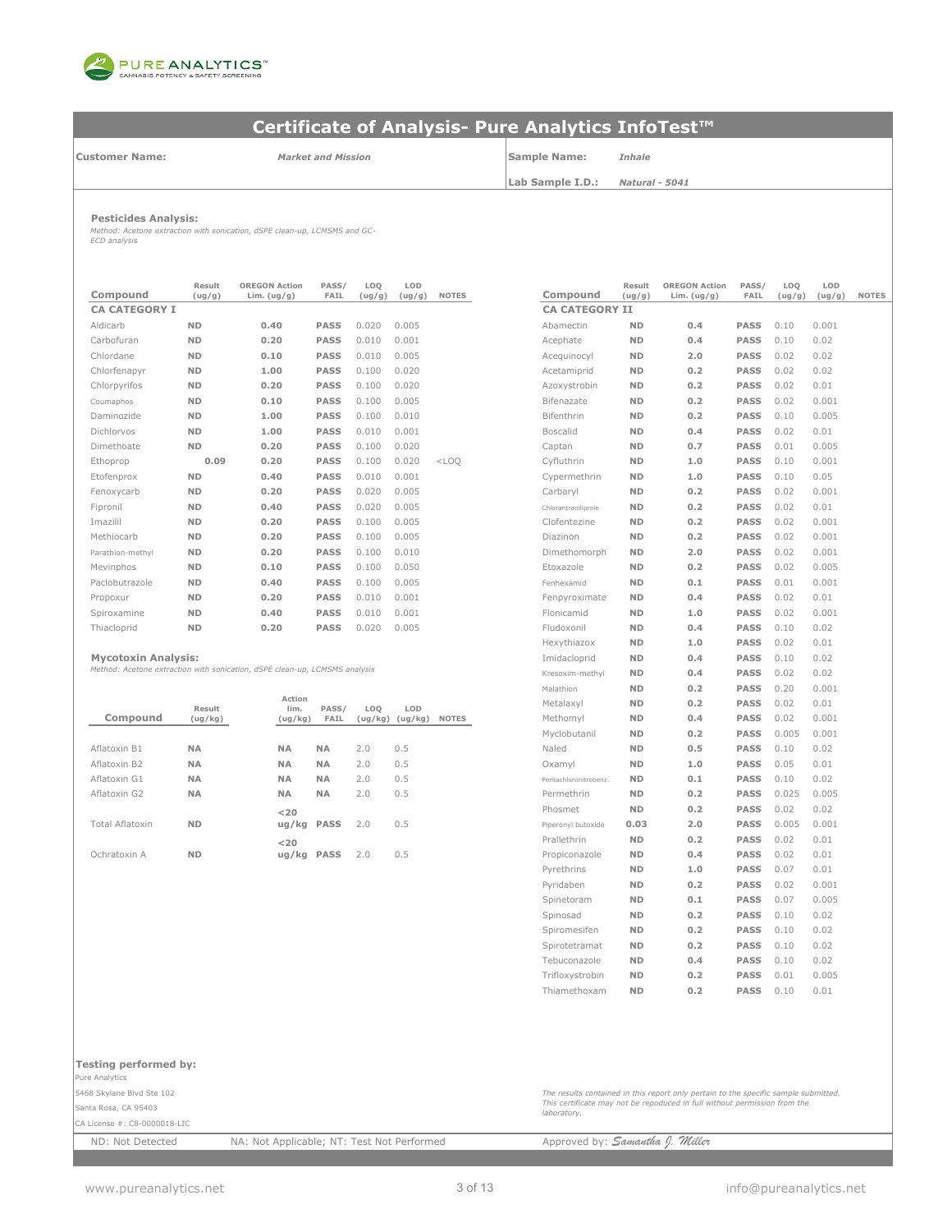# Certificate of Analysis- Pure Analytics InfoTest™

**Customer Name:** *Market and Mission*

**Sample Name:** *Inhale*

**Lab Sample I.D.:** *Natural - 5041*

### Pesticides Analysis:

*Method: Acetone extraction with sonication, dSPE clean-up, LCMSMS and GC-ECD analysis*

| Compound | Result (ug/g) | OREGON Action Lim. (ug/g) | PASS/ FAIL | LOQ (ug/g) | LOD (ug/g) | NOTES |
|---|---|---|---|---|---|---|
| **CA CATEGORY I** | | | | | | |
| Aldicarb | ND | 0.40 | PASS | 0.020 | 0.005 | |
| Carbofuran | ND | 0.20 | PASS | 0.010 | 0.001 | |
| Chlordane | ND | 0.10 | PASS | 0.010 | 0.005 | |
| Chlorfenapyr | ND | 1.00 | PASS | 0.100 | 0.020 | |
| Chlorpyrifos | ND | 0.20 | PASS | 0.100 | 0.020 | |
| Coumaphos | ND | 0.10 | PASS | 0.100 | 0.005 | |
| Daminozide | ND | 1.00 | PASS | 0.100 | 0.010 | |
| Dichlorvos | ND | 1.00 | PASS | 0.010 | 0.001 | |
| Dimethoate | ND | 0.20 | PASS | 0.100 | 0.020 | |
| Ethoprop | 0.09 | 0.20 | PASS | 0.100 | 0.020 | <LOQ |
| Etofenprox | ND | 0.40 | PASS | 0.010 | 0.001 | |
| Fenoxycarb | ND | 0.20 | PASS | 0.020 | 0.005 | |
| Fipronil | ND | 0.40 | PASS | 0.020 | 0.005 | |
| Imazilil | ND | 0.20 | PASS | 0.100 | 0.005 | |
| Methiocarb | ND | 0.20 | PASS | 0.100 | 0.005 | |
| Parathion-methyl | ND | 0.20 | PASS | 0.100 | 0.010 | |
| Mevinphos | ND | 0.10 | PASS | 0.100 | 0.050 | |
| Paclobutrazole | ND | 0.40 | PASS | 0.100 | 0.005 | |
| Propoxur | ND | 0.20 | PASS | 0.010 | 0.001 | |
| Spiroxamine | ND | 0.40 | PASS | 0.010 | 0.001 | |
| Thiacloprid | ND | 0.20 | PASS | 0.020 | 0.005 | |

| Compound | Result (ug/g) | OREGON Action Lim. (ug/g) | PASS/ FAIL | LOQ (ug/g) | LOD (ug/g) | NOTES |
|---|---|---|---|---|---|---|
| **CA CATEGORY II** | | | | | | |
| Abamectin | ND | 0.4 | PASS | 0.10 | 0.001 | |
| Acephate | ND | 0.4 | PASS | 0.10 | 0.02 | |
| Acequinocyl | ND | 2.0 | PASS | 0.02 | 0.02 | |
| Acetamiprid | ND | 0.2 | PASS | 0.02 | 0.02 | |
| Azoxystrobin | ND | 0.2 | PASS | 0.02 | 0.01 | |
| Bifenazate | ND | 0.2 | PASS | 0.02 | 0.001 | |
| Bifenthrin | ND | 0.2 | PASS | 0.10 | 0.005 | |
| Boscalid | ND | 0.4 | PASS | 0.02 | 0.01 | |
| Captan | ND | 0.7 | PASS | 0.01 | 0.005 | |
| Cyfluthrin | ND | 1.0 | PASS | 0.10 | 0.001 | |
| Cypermethrin | ND | 1.0 | PASS | 0.10 | 0.05 | |
| Carbaryl | ND | 0.2 | PASS | 0.02 | 0.001 | |
| Chlorantraniliprole | ND | 0.2 | PASS | 0.02 | 0.01 | |
| Clofentezine | ND | 0.2 | PASS | 0.02 | 0.001 | |
| Diazinon | ND | 0.2 | PASS | 0.02 | 0.001 | |
| Dimethomorph | ND | 2.0 | PASS | 0.02 | 0.001 | |
| Etoxazole | ND | 0.2 | PASS | 0.02 | 0.005 | |
| Fenhexamid | ND | 0.1 | PASS | 0.01 | 0.001 | |
| Fenpyroximate | ND | 0.4 | PASS | 0.02 | 0.01 | |
| Flonicamid | ND | 1.0 | PASS | 0.02 | 0.001 | |
| Fludoxonil | ND | 0.4 | PASS | 0.10 | 0.02 | |
| Hexythiazox | ND | 1.0 | PASS | 0.02 | 0.01 | |
| Imidacloprid | ND | 0.4 | PASS | 0.10 | 0.02 | |
| Kresoxim-methyl | ND | 0.4 | PASS | 0.02 | 0.02 | |
| Malathion | ND | 0.2 | PASS | 0.20 | 0.001 | |
| Metalaxyl | ND | 0.2 | PASS | 0.02 | 0.01 | |
| Methomyl | ND | 0.4 | PASS | 0.02 | 0.001 | |
| Myclobutanil | ND | 0.2 | PASS | 0.005 | 0.001 | |
| Naled | ND | 0.5 | PASS | 0.10 | 0.02 | |
| Oxamyl | ND | 1.0 | PASS | 0.05 | 0.01 | |
| Pentachloronitrobenz. | ND | 0.1 | PASS | 0.10 | 0.02 | |
| Permethrin | ND | 0.2 | PASS | 0.025 | 0.005 | |
| Phosmet | ND | 0.2 | PASS | 0.02 | 0.02 | |
| Piperonyl butoxide | 0.03 | 2.0 | PASS | 0.005 | 0.001 | |
| Prallethrin | ND | 0.2 | PASS | 0.02 | 0.01 | |
| Propiconazole | ND | 0.4 | PASS | 0.02 | 0.01 | |
| Pyrethrins | ND | 1.0 | PASS | 0.07 | 0.01 | |
| Pyridaben | ND | 0.2 | PASS | 0.02 | 0.001 | |
| Spinetoram | ND | 0.1 | PASS | 0.07 | 0.005 | |
| Spinosad | ND | 0.2 | PASS | 0.10 | 0.02 | |
| Spiromesifen | ND | 0.2 | PASS | 0.10 | 0.02 | |
| Spirotetramat | ND | 0.2 | PASS | 0.10 | 0.02 | |
| Tebuconazole | ND | 0.4 | PASS | 0.10 | 0.02 | |
| Trifloxystrobin | ND | 0.2 | PASS | 0.01 | 0.005 | |
| Thiamethoxam | ND | 0.2 | PASS | 0.10 | 0.01 | |

### Mycotoxin Analysis:

*Method: Acetone extraction with sonication, dSPE clean-up, LCMSMS analysis*

| Compound | Result (ug/kg) | Action lim. (ug/kg) | PASS/ FAIL | LOQ (ug/kg) | LOD (ug/kg) | NOTES |
|---|---|---|---|---|---|---|
| Aflatoxin B1 | NA | NA | NA | 2.0 | 0.5 | |
| Aflatoxin B2 | NA | NA | NA | 2.0 | 0.5 | |
| Aflatoxin G1 | NA | NA | NA | 2.0 | 0.5 | |
| Aflatoxin G2 | NA | NA | NA | 2.0 | 0.5 | |
| Total Aflatoxin | ND | <20 ug/kg | PASS | 2.0 | 0.5 | |
| Ochratoxin A | ND | <20 ug/kg | PASS | 2.0 | 0.5 | |

**Testing performed by:**
Pure Analytics
5468 Skylane Blvd Ste 102
Santa Rosa, CA 95403
CA License #: C8-0000018-LIC

*The results contained in this report only pertain to the specific sample submitted. This certificate may not be repoduced in full without permission from the laboratory.*

ND: Not Detected     NA: Not Applicable; NT: Test Not Performed     Approved by: *Samantha J. Miller*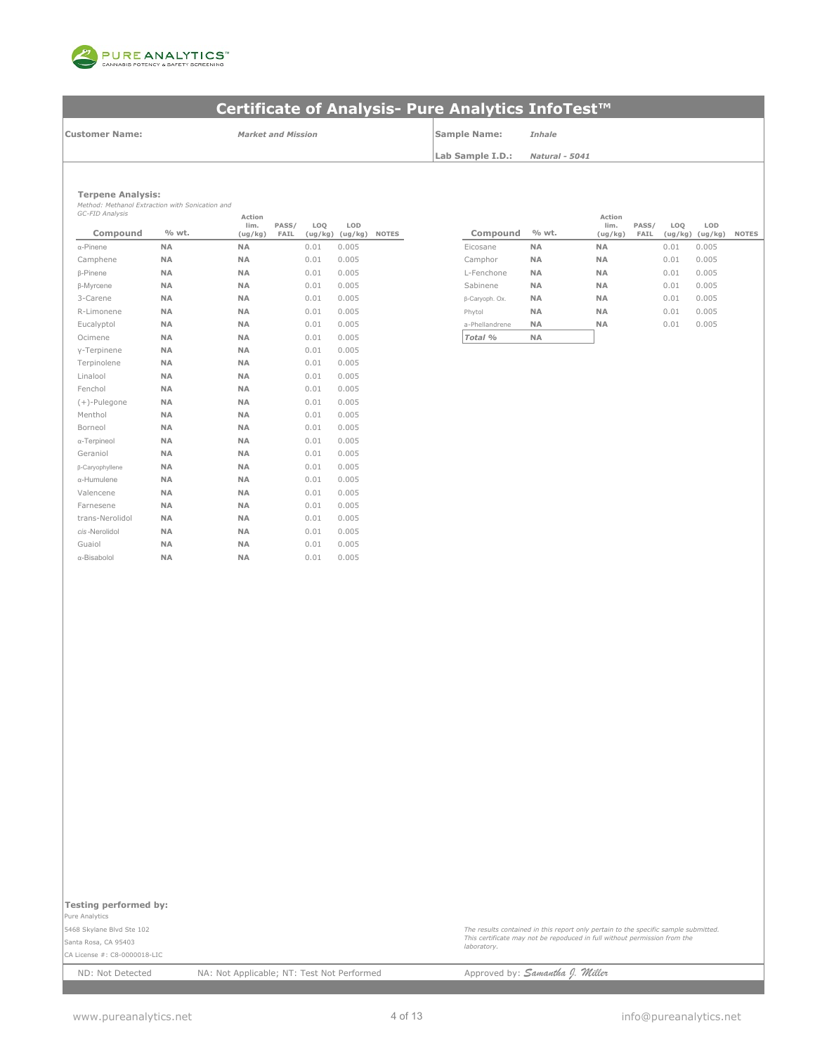PURE ANALYTICS™
CANNABIS POTENCY & SAFETY SCREENING

# Certificate of Analysis- Pure Analytics InfoTest™

| | | | |
|---|---|---|---|
| **Customer Name:** | ***Market and Mission*** | **Sample Name:** | ***Inhale*** |
| | | **Lab Sample I.D.:** | ***Natural - 5041*** |

**Terpene Analysis:**
*Method: Methanol Extraction with Sonication and GC-FID Analysis*

| Compound | % wt. | Action lim. (ug/kg) | PASS/ FAIL | LOQ (ug/kg) | LOD (ug/kg) | NOTES |
|---|---|---|---|---|---|---|
| α-Pinene | **NA** | **NA** | | 0.01 | 0.005 | |
| Camphene | **NA** | **NA** | | 0.01 | 0.005 | |
| β-Pinene | **NA** | **NA** | | 0.01 | 0.005 | |
| β-Myrcene | **NA** | **NA** | | 0.01 | 0.005 | |
| 3-Carene | **NA** | **NA** | | 0.01 | 0.005 | |
| R-Limonene | **NA** | **NA** | | 0.01 | 0.005 | |
| Eucalyptol | **NA** | **NA** | | 0.01 | 0.005 | |
| Ocimene | **NA** | **NA** | | 0.01 | 0.005 | |
| γ-Terpinene | **NA** | **NA** | | 0.01 | 0.005 | |
| Terpinolene | **NA** | **NA** | | 0.01 | 0.005 | |
| Linalool | **NA** | **NA** | | 0.01 | 0.005 | |
| Fenchol | **NA** | **NA** | | 0.01 | 0.005 | |
| (+)-Pulegone | **NA** | **NA** | | 0.01 | 0.005 | |
| Menthol | **NA** | **NA** | | 0.01 | 0.005 | |
| Borneol | **NA** | **NA** | | 0.01 | 0.005 | |
| α-Terpineol | **NA** | **NA** | | 0.01 | 0.005 | |
| Geraniol | **NA** | **NA** | | 0.01 | 0.005 | |
| β-Caryophyllene | **NA** | **NA** | | 0.01 | 0.005 | |
| α-Humulene | **NA** | **NA** | | 0.01 | 0.005 | |
| Valencene | **NA** | **NA** | | 0.01 | 0.005 | |
| Farnesene | **NA** | **NA** | | 0.01 | 0.005 | |
| trans-Nerolidol | **NA** | **NA** | | 0.01 | 0.005 | |
| *cis*-Nerolidol | **NA** | **NA** | | 0.01 | 0.005 | |
| Guaiol | **NA** | **NA** | | 0.01 | 0.005 | |
| α-Bisabolol | **NA** | **NA** | | 0.01 | 0.005 | |
| Eicosane | **NA** | **NA** | | 0.01 | 0.005 | |
| Camphor | **NA** | **NA** | | 0.01 | 0.005 | |
| L-Fenchone | **NA** | **NA** | | 0.01 | 0.005 | |
| Sabinene | **NA** | **NA** | | 0.01 | 0.005 | |
| β-Caryoph. Ox. | **NA** | **NA** | | 0.01 | 0.005 | |
| Phytol | **NA** | **NA** | | 0.01 | 0.005 | |
| a-Phellandrene | **NA** | **NA** | | 0.01 | 0.005 | |
| ***Total %*** | **NA** | | | | | |

**Testing performed by:**
Pure Analytics
5468 Skylane Blvd Ste 102
Santa Rosa, CA 95403
CA License #: C8-0000018-LIC

*The results contained in this report only pertain to the specific sample submitted. This certificate may not be repoduced in full without permission from the laboratory.*

ND: Not Detected NA: Not Applicable; NT: Test Not Performed Approved by: *Samantha J. Miller*

www.pureanalytics.net info@pureanalytics.net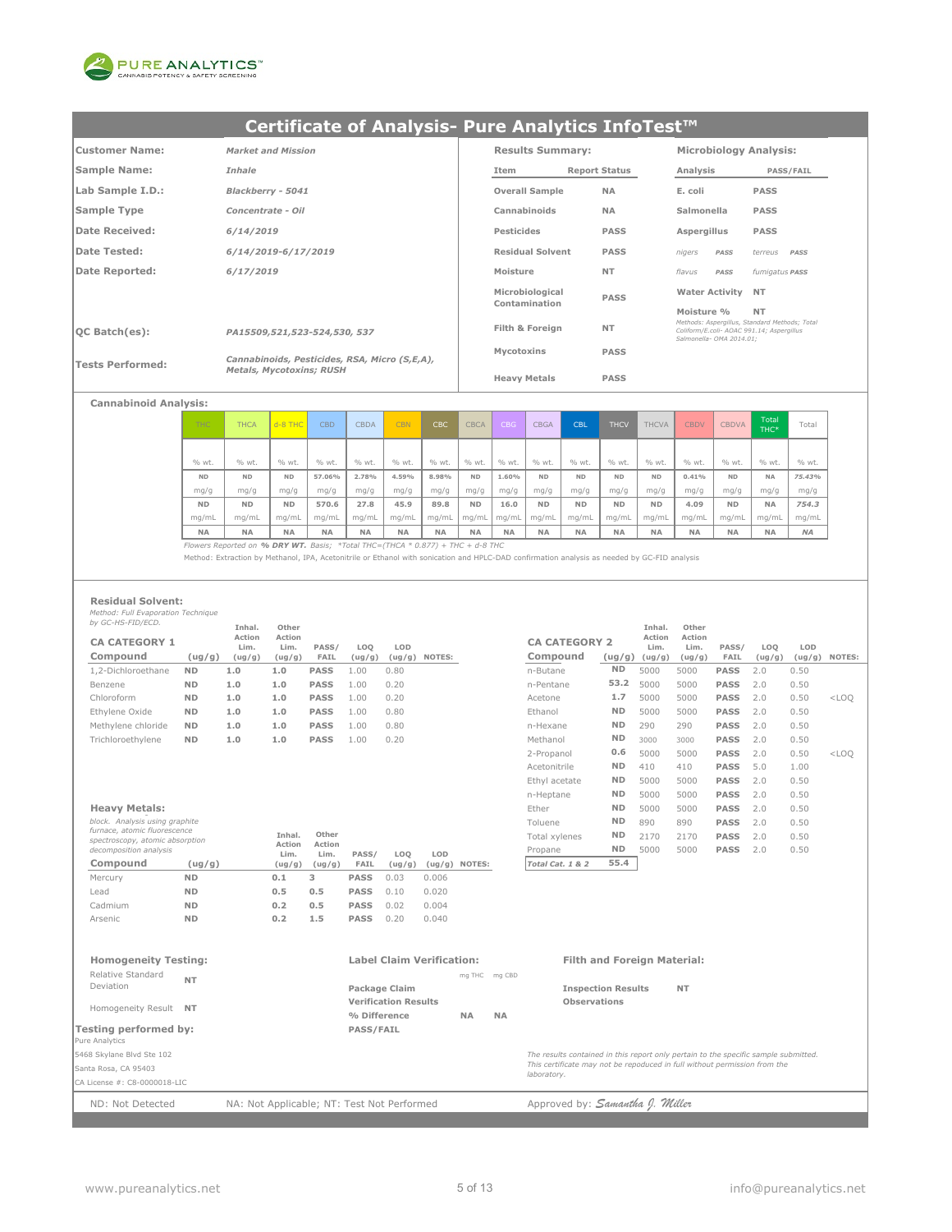PURE ANALYTICS™
CANNABIS POTENCY & SAFETY SCREENING

# Certificate of Analysis- Pure Analytics InfoTest™

| | |
|---|---|
| **Customer Name:** | *Market and Mission* |
| **Sample Name:** | *Inhale* |
| **Lab Sample I.D.:** | *Blackberry - 5041* |
| **Sample Type** | *Concentrate - Oil* |
| **Date Received:** | *6/14/2019* |
| **Date Tested:** | *6/14/2019-6/17/2019* |
| **Date Reported:** | *6/17/2019* |
| **QC Batch(es):** | *PA15509,521,523-524,530, 537* |
| **Tests Performed:** | *Cannabinoids, Pesticides, RSA, Micro (S,E,A), Metals, Mycotoxins; RUSH* |

**Results Summary:**

| Item | Report Status |
|---|---|
| Overall Sample | NA |
| Cannabinoids | NA |
| Pesticides | PASS |
| Residual Solvent | PASS |
| Moisture | NT |
| Microbiological Contamination | PASS |
| Filth & Foreign | NT |
| Mycotoxins | PASS |
| Heavy Metals | PASS |

**Microbiology Analysis:**

| Analysis | PASS/FAIL |
|---|---|
| E. coli | PASS |
| Salmonella | PASS |
| Aspergillus | PASS |
| nigers PASS | terreus PASS |
| flavus PASS | fumigatus PASS |
| Water Activity | NT |
| Moisture % | NT |

*Methods: Aspergillus, Standard Methods; Total Coliform/E.coli- AOAC 991.14; Aspergillus Salmonella- OMA 2014.01;*

**Cannabinoid Analysis:**

| THC | THCA | d-8 THC | CBD | CBDA | CBN | CBC | CBCA | CBG | CBGA | CBL | THCV | THCVA | CBDV | CBDVA | Total THC* | Total |
|---|---|---|---|---|---|---|---|---|---|---|---|---|---|---|---|---|
| % wt. | % wt. | % wt. | % wt. | % wt. | % wt. | % wt. | % wt. | % wt. | % wt. | % wt. | % wt. | % wt. | % wt. | % wt. | % wt. | % wt. |
| ND | ND | ND | 57.06% | 2.78% | 4.59% | 8.98% | ND | 1.60% | ND | ND | ND | ND | 0.41% | ND | NA | 75.43% |
| mg/g | mg/g | mg/g | mg/g | mg/g | mg/g | mg/g | mg/g | mg/g | mg/g | mg/g | mg/g | mg/g | mg/g | mg/g | mg/g | mg/g |
| ND | ND | ND | 570.6 | 27.8 | 45.9 | 89.8 | ND | 16.0 | ND | ND | ND | ND | 4.09 | ND | NA | 754.3 |
| mg/mL | mg/mL | mg/mL | mg/mL | mg/mL | mg/mL | mg/mL | mg/mL | mg/mL | mg/mL | mg/mL | mg/mL | mg/mL | mg/mL | mg/mL | mg/mL | mg/mL |
| NA | NA | NA | NA | NA | NA | NA | NA | NA | NA | NA | NA | NA | NA | NA | NA | NA |

*Flowers Reported on **% DRY WT.** Basis; \*Total THC=(THCA \* 0.877) + THC + d-8 THC*

Method: Extraction by Methanol, IPA, Acetonitrile or Ethanol with sonication and HPLC-DAD confirmation analysis as needed by GC-FID analysis

**Residual Solvent:**

*Method: Full Evaporation Technique by GC-HS-FID/ECD.*

| CA CATEGORY 1 Compound | (ug/g) | Inhal. Action Lim. (ug/g) | Other Action Lim. (ug/g) | PASS/ FAIL | LOQ (ug/g) | LOD (ug/g) | NOTES: |
|---|---|---|---|---|---|---|---|
| 1,2-Dichloroethane | ND | 1.0 | 1.0 | PASS | 1.00 | 0.80 | |
| Benzene | ND | 1.0 | 1.0 | PASS | 1.00 | 0.20 | |
| Chloroform | ND | 1.0 | 1.0 | PASS | 1.00 | 0.20 | |
| Ethylene Oxide | ND | 1.0 | 1.0 | PASS | 1.00 | 0.80 | |
| Methylene chloride | ND | 1.0 | 1.0 | PASS | 1.00 | 0.80 | |
| Trichloroethylene | ND | 1.0 | 1.0 | PASS | 1.00 | 0.20 | |

| CA CATEGORY 2 Compound | (ug/g) | Inhal. Action Lim. (ug/g) | Other Action Lim. (ug/g) | PASS/ FAIL | LOQ (ug/g) | LOD (ug/g) | NOTES: |
|---|---|---|---|---|---|---|---|
| n-Butane | ND | 5000 | 5000 | PASS | 2.0 | 0.50 | |
| n-Pentane | 53.2 | 5000 | 5000 | PASS | 2.0 | 0.50 | |
| Acetone | 1.7 | 5000 | 5000 | PASS | 2.0 | 0.50 | <LOQ |
| Ethanol | ND | 5000 | 5000 | PASS | 2.0 | 0.50 | |
| n-Hexane | ND | 290 | 290 | PASS | 2.0 | 0.50 | |
| Methanol | ND | 3000 | 3000 | PASS | 2.0 | 0.50 | |
| 2-Propanol | 0.6 | 5000 | 5000 | PASS | 2.0 | 0.50 | <LOQ |
| Acetonitrile | ND | 410 | 410 | PASS | 5.0 | 1.00 | |
| Ethyl acetate | ND | 5000 | 5000 | PASS | 2.0 | 0.50 | |
| n-Heptane | ND | 5000 | 5000 | PASS | 2.0 | 0.50 | |
| Ether | ND | 5000 | 5000 | PASS | 2.0 | 0.50 | |
| Toluene | ND | 890 | 890 | PASS | 2.0 | 0.50 | |
| Total xylenes | ND | 2170 | 2170 | PASS | 2.0 | 0.50 | |
| Propane | ND | 5000 | 5000 | PASS | 2.0 | 0.50 | |
| *Total Cat. 1 & 2* | 55.4 | | | | | | |

**Heavy Metals:**

*block. Analysis using graphite furnace, atomic fluorescence spectroscopy, atomic absorption decomposition analysis*

| Compound | (ug/g) | Inhal. Action Lim. (ug/g) | Other Action Lim. (ug/g) | PASS/ FAIL | LOQ (ug/g) | LOD (ug/g) | NOTES: |
|---|---|---|---|---|---|---|---|
| Mercury | ND | 0.1 | 3 | PASS | 0.03 | 0.006 | |
| Lead | ND | 0.5 | 0.5 | PASS | 0.10 | 0.020 | |
| Cadmium | ND | 0.2 | 0.5 | PASS | 0.02 | 0.004 | |
| Arsenic | ND | 0.2 | 1.5 | PASS | 0.20 | 0.040 | |

**Homogeneity Testing:**

| | |
|---|---|
| Relative Standard Deviation | NT |
| Homogeneity Result | NT |

**Label Claim Verification:**

| | mg THC | mg CBD |
|---|---|---|
| Package Claim | | |
| Verification Results | | |
| % Difference | NA | NA |
| PASS/FAIL | | |

**Filth and Foreign Material:**

| | |
|---|---|
| Inspection Results | NT |
| Observations | |

**Testing performed by:**

Pure Analytics
5468 Skylane Blvd Ste 102
Santa Rosa, CA 95403
CA License #: C8-0000018-LIC

*The results contained in this report only pertain to the specific sample submitted. This certificate may not be repoduced in full without permission from the laboratory.*

ND: Not Detected NA: Not Applicable; NT: Test Not Performed Approved by: *Samantha J. Miller*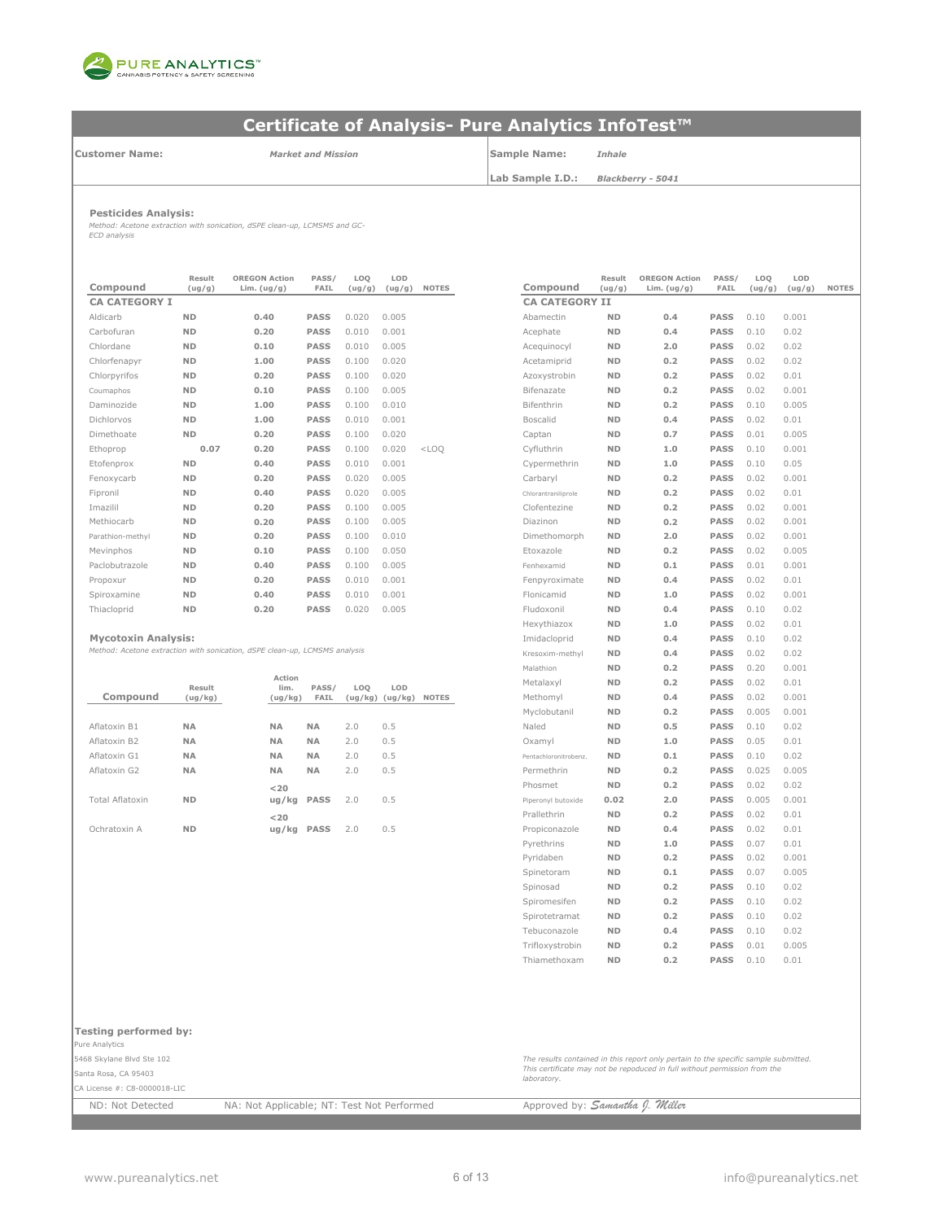# Certificate of Analysis- Pure Analytics InfoTest™

**Customer Name:** *Market and Mission*

**Sample Name:** *Inhale*

**Lab Sample I.D.:** *Blackberry - 5041*

**Pesticides Analysis:**

*Method: Acetone extraction with sonication, dSPE clean-up, LCMSMS and GC-ECD analysis*

| Compound | Result (ug/g) | OREGON Action Lim. (ug/g) | PASS/ FAIL | LOQ (ug/g) | LOD (ug/g) | NOTES |
|---|---|---|---|---|---|---|
| **CA CATEGORY I** | | | | | | |
| Aldicarb | ND | 0.40 | PASS | 0.020 | 0.005 | |
| Carbofuran | ND | 0.20 | PASS | 0.010 | 0.001 | |
| Chlordane | ND | 0.10 | PASS | 0.010 | 0.005 | |
| Chlorfenapyr | ND | 1.00 | PASS | 0.100 | 0.020 | |
| Chlorpyrifos | ND | 0.20 | PASS | 0.100 | 0.020 | |
| Coumaphos | ND | 0.10 | PASS | 0.100 | 0.005 | |
| Daminozide | ND | 1.00 | PASS | 0.100 | 0.010 | |
| Dichlorvos | ND | 1.00 | PASS | 0.010 | 0.001 | |
| Dimethoate | ND | 0.20 | PASS | 0.100 | 0.020 | |
| Ethoprop | 0.07 | 0.20 | PASS | 0.100 | 0.020 | <LOQ |
| Etofenprox | ND | 0.40 | PASS | 0.010 | 0.001 | |
| Fenoxycarb | ND | 0.20 | PASS | 0.020 | 0.005 | |
| Fipronil | ND | 0.40 | PASS | 0.020 | 0.005 | |
| Imazilil | ND | 0.20 | PASS | 0.100 | 0.005 | |
| Methiocarb | ND | 0.20 | PASS | 0.100 | 0.005 | |
| Parathion-methyl | ND | 0.20 | PASS | 0.100 | 0.010 | |
| Mevinphos | ND | 0.10 | PASS | 0.100 | 0.050 | |
| Paclobutrazole | ND | 0.40 | PASS | 0.100 | 0.005 | |
| Propoxur | ND | 0.20 | PASS | 0.010 | 0.001 | |
| Spiroxamine | ND | 0.40 | PASS | 0.010 | 0.001 | |
| Thiacloprid | ND | 0.20 | PASS | 0.020 | 0.005 | |

| Compound | Result (ug/g) | OREGON Action Lim. (ug/g) | PASS/ FAIL | LOQ (ug/g) | LOD (ug/g) | NOTES |
|---|---|---|---|---|---|---|
| **CA CATEGORY II** | | | | | | |
| Abamectin | ND | 0.4 | PASS | 0.10 | 0.001 | |
| Acephate | ND | 0.4 | PASS | 0.10 | 0.02 | |
| Acequinocyl | ND | 2.0 | PASS | 0.02 | 0.02 | |
| Acetamiprid | ND | 0.2 | PASS | 0.02 | 0.02 | |
| Azoxystrobin | ND | 0.2 | PASS | 0.02 | 0.01 | |
| Bifenazate | ND | 0.2 | PASS | 0.02 | 0.001 | |
| Bifenthrin | ND | 0.2 | PASS | 0.10 | 0.005 | |
| Boscalid | ND | 0.4 | PASS | 0.02 | 0.01 | |
| Captan | ND | 0.7 | PASS | 0.01 | 0.005 | |
| Cyfluthrin | ND | 1.0 | PASS | 0.10 | 0.001 | |
| Cypermethrin | ND | 1.0 | PASS | 0.10 | 0.05 | |
| Carbaryl | ND | 0.2 | PASS | 0.02 | 0.001 | |
| Chlorantraniliprole | ND | 0.2 | PASS | 0.02 | 0.01 | |
| Clofentezine | ND | 0.2 | PASS | 0.02 | 0.001 | |
| Diazinon | ND | 0.2 | PASS | 0.02 | 0.001 | |
| Dimethomorph | ND | 2.0 | PASS | 0.02 | 0.001 | |
| Etoxazole | ND | 0.2 | PASS | 0.02 | 0.005 | |
| Fenhexamid | ND | 0.1 | PASS | 0.01 | 0.001 | |
| Fenpyroximate | ND | 0.4 | PASS | 0.02 | 0.01 | |
| Flonicamid | ND | 1.0 | PASS | 0.02 | 0.001 | |
| Fludoxonil | ND | 0.4 | PASS | 0.10 | 0.02 | |
| Hexythiazox | ND | 1.0 | PASS | 0.02 | 0.01 | |
| Imidacloprid | ND | 0.4 | PASS | 0.10 | 0.02 | |
| Kresoxim-methyl | ND | 0.4 | PASS | 0.02 | 0.02 | |
| Malathion | ND | 0.2 | PASS | 0.20 | 0.001 | |
| Metalaxyl | ND | 0.2 | PASS | 0.02 | 0.01 | |
| Methomyl | ND | 0.4 | PASS | 0.02 | 0.001 | |
| Myclobutanil | ND | 0.2 | PASS | 0.005 | 0.001 | |
| Naled | ND | 0.5 | PASS | 0.10 | 0.02 | |
| Oxamyl | ND | 1.0 | PASS | 0.05 | 0.01 | |
| Pentachloronitrobenz. | ND | 0.1 | PASS | 0.10 | 0.02 | |
| Permethrin | ND | 0.2 | PASS | 0.025 | 0.005 | |
| Phosmet | ND | 0.2 | PASS | 0.02 | 0.02 | |
| Piperonyl butoxide | 0.02 | 2.0 | PASS | 0.005 | 0.001 | |
| Prallethrin | ND | 0.2 | PASS | 0.02 | 0.01 | |
| Propiconazole | ND | 0.4 | PASS | 0.02 | 0.01 | |
| Pyrethrins | ND | 1.0 | PASS | 0.07 | 0.01 | |
| Pyridaben | ND | 0.2 | PASS | 0.02 | 0.001 | |
| Spinetoram | ND | 0.1 | PASS | 0.07 | 0.005 | |
| Spinosad | ND | 0.2 | PASS | 0.10 | 0.02 | |
| Spiromesifen | ND | 0.2 | PASS | 0.10 | 0.02 | |
| Spirotetramat | ND | 0.2 | PASS | 0.10 | 0.02 | |
| Tebuconazole | ND | 0.4 | PASS | 0.10 | 0.02 | |
| Trifloxystrobin | ND | 0.2 | PASS | 0.01 | 0.005 | |
| Thiamethoxam | ND | 0.2 | PASS | 0.10 | 0.01 | |

**Mycotoxin Analysis:**

*Method: Acetone extraction with sonication, dSPE clean-up, LCMSMS analysis*

| Compound | Result (ug/kg) | Action lim. (ug/kg) | PASS/ FAIL | LOQ (ug/kg) | LOD (ug/kg) | NOTES |
|---|---|---|---|---|---|---|
| Aflatoxin B1 | NA | NA | NA | 2.0 | 0.5 | |
| Aflatoxin B2 | NA | NA | NA | 2.0 | 0.5 | |
| Aflatoxin G1 | NA | NA | NA | 2.0 | 0.5 | |
| Aflatoxin G2 | NA | NA | NA | 2.0 | 0.5 | |
| Total Aflatoxin | ND | <20 ug/kg | PASS | 2.0 | 0.5 | |
| Ochratoxin A | ND | <20 ug/kg | PASS | 2.0 | 0.5 | |

**Testing performed by:**

Pure Analytics
5468 Skylane Blvd Ste 102
Santa Rosa, CA 95403
CA License #: C8-0000018-LIC

*The results contained in this report only pertain to the specific sample submitted. This certificate may not be repoduced in full without permission from the laboratory.*

ND: Not Detected NA: Not Applicable; NT: Test Not Performed

Approved by: *Samantha J. Miller*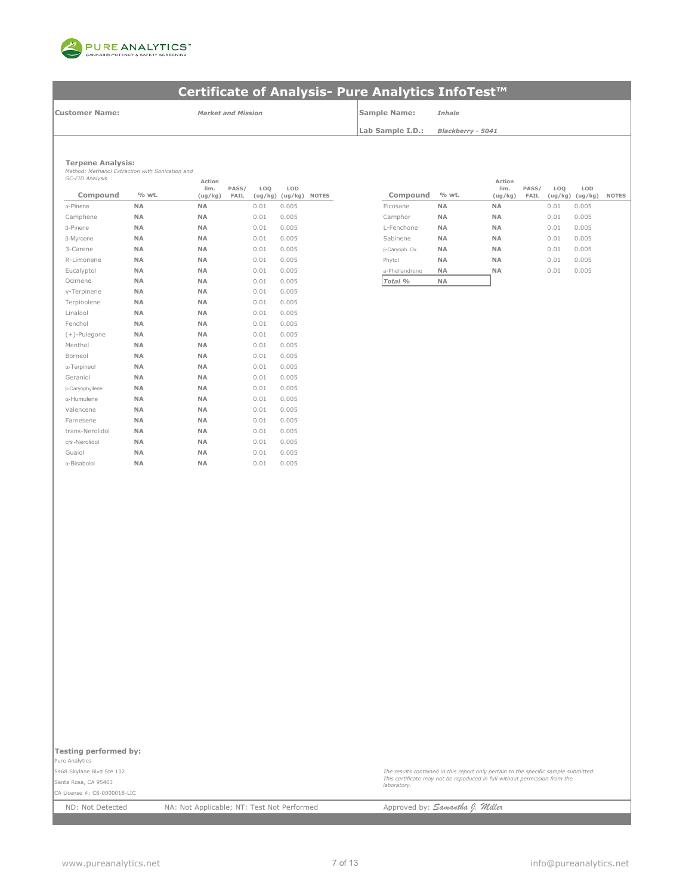PURE ANALYTICS™
CANNABIS POTENCY & SAFETY SCREENING

# Certificate of Analysis- Pure Analytics InfoTest™

| | | | |
|---|---|---|---|
| **Customer Name:** | *Market and Mission* | **Sample Name:** | *Inhale* |
| | | **Lab Sample I.D.:** | *Blackberry - 5041* |

**Terpene Analysis:**
*Method: Methanol Extraction with Sonication and GC-FID Analysis*

| Compound | % wt. | Action lim. (ug/kg) | PASS/ FAIL | LOQ (ug/kg) | LOD (ug/kg) | NOTES |
|---|---|---|---|---|---|---|
| α-Pinene | NA | NA | | 0.01 | 0.005 | |
| Camphene | NA | NA | | 0.01 | 0.005 | |
| β-Pinene | NA | NA | | 0.01 | 0.005 | |
| β-Myrcene | NA | NA | | 0.01 | 0.005 | |
| 3-Carene | NA | NA | | 0.01 | 0.005 | |
| R-Limonene | NA | NA | | 0.01 | 0.005 | |
| Eucalyptol | NA | NA | | 0.01 | 0.005 | |
| Ocimene | NA | NA | | 0.01 | 0.005 | |
| γ-Terpinene | NA | NA | | 0.01 | 0.005 | |
| Terpinolene | NA | NA | | 0.01 | 0.005 | |
| Linalool | NA | NA | | 0.01 | 0.005 | |
| Fenchol | NA | NA | | 0.01 | 0.005 | |
| (+)-Pulegone | NA | NA | | 0.01 | 0.005 | |
| Menthol | NA | NA | | 0.01 | 0.005 | |
| Borneol | NA | NA | | 0.01 | 0.005 | |
| α-Terpineol | NA | NA | | 0.01 | 0.005 | |
| Geraniol | NA | NA | | 0.01 | 0.005 | |
| β-Caryophyllene | NA | NA | | 0.01 | 0.005 | |
| α-Humulene | NA | NA | | 0.01 | 0.005 | |
| Valencene | NA | NA | | 0.01 | 0.005 | |
| Farnesene | NA | NA | | 0.01 | 0.005 | |
| trans-Nerolidol | NA | NA | | 0.01 | 0.005 | |
| *cis*-Nerolidol | NA | NA | | 0.01 | 0.005 | |
| Guaiol | NA | NA | | 0.01 | 0.005 | |
| α-Bisabolol | NA | NA | | 0.01 | 0.005 | |
| Eicosane | NA | NA | | 0.01 | 0.005 | |
| Camphor | NA | NA | | 0.01 | 0.005 | |
| L-Fenchone | NA | NA | | 0.01 | 0.005 | |
| Sabinene | NA | NA | | 0.01 | 0.005 | |
| β-Caryoph. Ox. | NA | NA | | 0.01 | 0.005 | |
| Phytol | NA | NA | | 0.01 | 0.005 | |
| a-Phellandrene | NA | NA | | 0.01 | 0.005 | |
| *Total %* | NA | | | | | |

**Testing performed by:**
Pure Analytics
5468 Skylane Blvd Ste 102
Santa Rosa, CA 95403
CA License #: C8-0000018-LIC

*The results contained in this report only pertain to the specific sample submitted. This certificate may not be repoduced in full without permission from the laboratory.*

ND: Not Detected NA: Not Applicable; NT: Test Not Performed

Approved by: *Samantha J. Miller*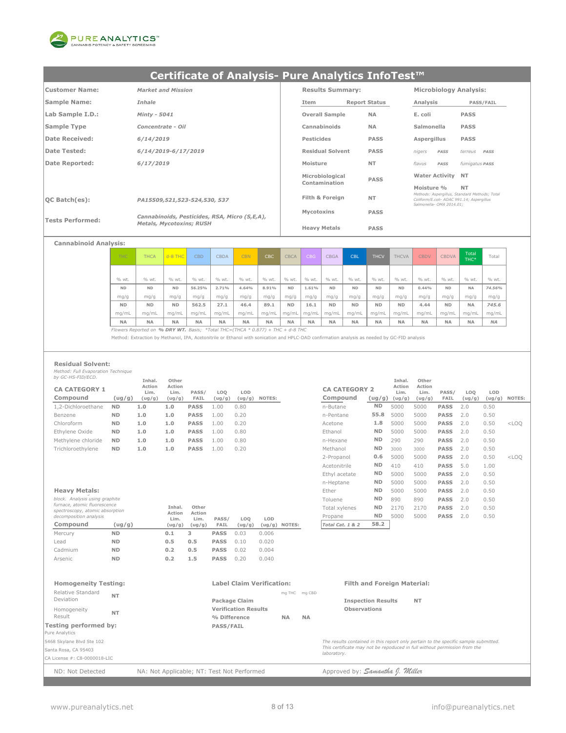PURE ANALYTICS™
CANNABIS POTENCY & SAFETY SCREENING

# Certificate of Analysis- Pure Analytics InfoTest™

| | |
|---|---|
| **Customer Name:** | *Market and Mission* |
| **Sample Name:** | *Inhale* |
| **Lab Sample I.D.:** | *Minty - 5041* |
| **Sample Type** | *Concentrate - Oil* |
| **Date Received:** | *6/14/2019* |
| **Date Tested:** | *6/14/2019-6/17/2019* |
| **Date Reported:** | *6/17/2019* |
| **QC Batch(es):** | *PA15509,521,523-524,530, 537* |
| **Tests Performed:** | *Cannabinoids, Pesticides, RSA, Micro (S,E,A), Metals, Mycotoxins; RUSH* |

**Results Summary:**

| Item | Report Status |
|---|---|
| Overall Sample | NA |
| Cannabinoids | NA |
| Pesticides | PASS |
| Residual Solvent | PASS |
| Moisture | NT |
| Microbiological Contamination | PASS |
| Filth & Foreign | NT |
| Mycotoxins | PASS |
| Heavy Metals | PASS |

**Microbiology Analysis:**

| Analysis | PASS/FAIL |
|---|---|
| E. coli | PASS |
| Salmonella | PASS |
| Aspergillus | PASS |
| *nigers* | PASS |
| *terreus* | PASS |
| *flavus* | PASS |
| *fumigatus* | PASS |
| Water Activity | NT |
| Moisture % | NT |

*Methods: Aspergillus, Standard Methods; Total Coliform/E.coli- AOAC 991.14; Aspergillus Salmonella- OMA 2014.01;*

## Cannabinoid Analysis:

| | THC | THCA | d-8 THC | CBD | CBDA | CBN | CBC | CBCA | CBG | CBGA | CBL | THCV | THCVA | CBDV | CBDVA | Total THC* | Total |
|---|---|---|---|---|---|---|---|---|---|---|---|---|---|---|---|---|---|
| % wt. | ND | ND | ND | 56.25% | 2.71% | 4.64% | 8.91% | ND | 1.61% | ND | ND | ND | ND | 0.44% | ND | NA | 74.56% |
| mg/g | ND | ND | ND | 562.5 | 27.1 | 46.4 | 89.1 | ND | 16.1 | ND | ND | ND | ND | 4.44 | ND | NA | 745.6 |
| mg/mL | NA | NA | NA | NA | NA | NA | NA | NA | NA | NA | NA | NA | NA | NA | NA | NA | NA |

*Flowers Reported on* ***% DRY WT.*** *Basis; \*Total THC=(THCA \* 0.877) + THC + d-8 THC*

Method: Extraction by Methanol, IPA, Acetonitrile or Ethanol with sonication and HPLC-DAD confirmation analysis as needed by GC-FID analysis

## Residual Solvent:

*Method: Full Evaporation Technique by GC-HS-FID/ECD.*

**CA CATEGORY 1**

| Compound | (ug/g) | Inhal. Action Lim. (ug/g) | Other Action Lim. (ug/g) | PASS/FAIL | LOQ (ug/g) | LOD (ug/g) | NOTES: |
|---|---|---|---|---|---|---|---|
| 1,2-Dichloroethane | ND | 1.0 | 1.0 | PASS | 1.00 | 0.80 | |
| Benzene | ND | 1.0 | 1.0 | PASS | 1.00 | 0.20 | |
| Chloroform | ND | 1.0 | 1.0 | PASS | 1.00 | 0.20 | |
| Ethylene Oxide | ND | 1.0 | 1.0 | PASS | 1.00 | 0.80 | |
| Methylene chloride | ND | 1.0 | 1.0 | PASS | 1.00 | 0.80 | |
| Trichloroethylene | ND | 1.0 | 1.0 | PASS | 1.00 | 0.20 | |

**CA CATEGORY 2**

| Compound | (ug/g) | Inhal. Action Lim. (ug/g) | Other Action Lim. (ug/g) | PASS/FAIL | LOQ (ug/g) | LOD (ug/g) | NOTES: |
|---|---|---|---|---|---|---|---|
| n-Butane | ND | 5000 | 5000 | PASS | 2.0 | 0.50 | |
| n-Pentane | 55.8 | 5000 | 5000 | PASS | 2.0 | 0.50 | |
| Acetone | 1.8 | 5000 | 5000 | PASS | 2.0 | 0.50 | <LOQ |
| Ethanol | ND | 5000 | 5000 | PASS | 2.0 | 0.50 | |
| n-Hexane | ND | 290 | 290 | PASS | 2.0 | 0.50 | |
| Methanol | ND | 3000 | 3000 | PASS | 2.0 | 0.50 | |
| 2-Propanol | 0.6 | 5000 | 5000 | PASS | 2.0 | 0.50 | <LOQ |
| Acetonitrile | ND | 410 | 410 | PASS | 5.0 | 1.00 | |
| Ethyl acetate | ND | 5000 | 5000 | PASS | 2.0 | 0.50 | |
| n-Heptane | ND | 5000 | 5000 | PASS | 2.0 | 0.50 | |
| Ether | ND | 5000 | 5000 | PASS | 2.0 | 0.50 | |
| Toluene | ND | 890 | 890 | PASS | 2.0 | 0.50 | |
| Total xylenes | ND | 2170 | 2170 | PASS | 2.0 | 0.50 | |
| Propane | ND | 5000 | 5000 | PASS | 2.0 | 0.50 | |
| *Total Cat. 1 & 2* | 58.2 | | | | | | |

## Heavy Metals:

*block. Analysis using graphite furnace, atomic fluorescence spectroscopy, atomic absorption decomposition analysis*

| Compound | (ug/g) | Inhal. Action Lim. (ug/g) | Other Action Lim. (ug/g) | PASS/FAIL | LOQ (ug/g) | LOD (ug/g) | NOTES: |
|---|---|---|---|---|---|---|---|
| Mercury | ND | 0.1 | 3 | PASS | 0.03 | 0.006 | |
| Lead | ND | 0.5 | 0.5 | PASS | 0.10 | 0.020 | |
| Cadmium | ND | 0.2 | 0.5 | PASS | 0.02 | 0.004 | |
| Arsenic | ND | 0.2 | 1.5 | PASS | 0.20 | 0.040 | |

**Homogeneity Testing:**

| | |
|---|---|
| Relative Standard Deviation | NT |
| Homogeneity Result | NT |

**Label Claim Verification:**

| | mg THC | mg CBD |
|---|---|---|
| Package Claim | | |
| Verification Results | | |
| % Difference | NA | NA |
| PASS/FAIL | | |

**Filth and Foreign Material:**

| | |
|---|---|
| Inspection Results | NT |
| Observations | |

**Testing performed by:**
Pure Analytics
5468 Skylane Blvd Ste 102
Santa Rosa, CA 95403
CA License #: C8-0000018-LIC

*The results contained in this report only pertain to the specific sample submitted. This certificate may not be repoduced in full without permission from the laboratory.*

ND: Not Detected NA: Not Applicable; NT: Test Not Performed Approved by: *Samantha J. Miller*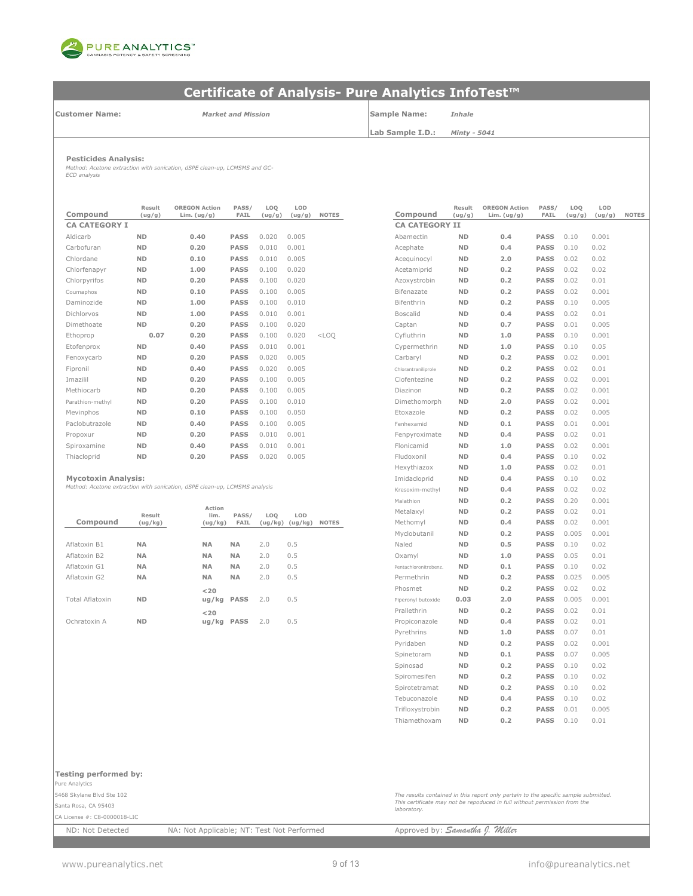# Certificate of Analysis- Pure Analytics InfoTest™

**Customer Name:** *Market and Mission*

**Sample Name:** *Inhale*

**Lab Sample I.D.:** *Minty - 5041*

**Pesticides Analysis:**
*Method: Acetone extraction with sonication, dSPE clean-up, LCMSMS and GC-ECD analysis*

| Compound | Result (ug/g) | OREGON Action Lim. (ug/g) | PASS/ FAIL | LOQ (ug/g) | LOD (ug/g) | NOTES |
|---|---|---|---|---|---|---|
| **CA CATEGORY I** | | | | | | |
| Aldicarb | ND | 0.40 | PASS | 0.020 | 0.005 | |
| Carbofuran | ND | 0.20 | PASS | 0.010 | 0.001 | |
| Chlordane | ND | 0.10 | PASS | 0.010 | 0.005 | |
| Chlorfenapyr | ND | 1.00 | PASS | 0.100 | 0.020 | |
| Chlorpyrifos | ND | 0.20 | PASS | 0.100 | 0.020 | |
| Coumaphos | ND | 0.10 | PASS | 0.100 | 0.005 | |
| Daminozide | ND | 1.00 | PASS | 0.100 | 0.010 | |
| Dichlorvos | ND | 1.00 | PASS | 0.010 | 0.001 | |
| Dimethoate | ND | 0.20 | PASS | 0.100 | 0.020 | |
| Ethoprop | 0.07 | 0.20 | PASS | 0.100 | 0.020 | <LOQ |
| Etofenprox | ND | 0.40 | PASS | 0.010 | 0.001 | |
| Fenoxycarb | ND | 0.20 | PASS | 0.020 | 0.005 | |
| Fipronil | ND | 0.40 | PASS | 0.020 | 0.005 | |
| Imazilil | ND | 0.20 | PASS | 0.100 | 0.005 | |
| Methiocarb | ND | 0.20 | PASS | 0.100 | 0.005 | |
| Parathion-methyl | ND | 0.20 | PASS | 0.100 | 0.010 | |
| Mevinphos | ND | 0.10 | PASS | 0.100 | 0.050 | |
| Paclobutrazole | ND | 0.40 | PASS | 0.100 | 0.005 | |
| Propoxur | ND | 0.20 | PASS | 0.010 | 0.001 | |
| Spiroxamine | ND | 0.40 | PASS | 0.010 | 0.001 | |
| Thiacloprid | ND | 0.20 | PASS | 0.020 | 0.005 | |

| Compound | Result (ug/g) | OREGON Action Lim. (ug/g) | PASS/ FAIL | LOQ (ug/g) | LOD (ug/g) | NOTES |
|---|---|---|---|---|---|---|
| **CA CATEGORY II** | | | | | | |
| Abamectin | ND | 0.4 | PASS | 0.10 | 0.001 | |
| Acephate | ND | 0.4 | PASS | 0.10 | 0.02 | |
| Acequinocyl | ND | 2.0 | PASS | 0.02 | 0.02 | |
| Acetamiprid | ND | 0.2 | PASS | 0.02 | 0.02 | |
| Azoxystrobin | ND | 0.2 | PASS | 0.02 | 0.01 | |
| Bifenazate | ND | 0.2 | PASS | 0.02 | 0.001 | |
| Bifenthrin | ND | 0.2 | PASS | 0.10 | 0.005 | |
| Boscalid | ND | 0.4 | PASS | 0.02 | 0.01 | |
| Captan | ND | 0.7 | PASS | 0.01 | 0.005 | |
| Cyfluthrin | ND | 1.0 | PASS | 0.10 | 0.001 | |
| Cypermethrin | ND | 1.0 | PASS | 0.10 | 0.05 | |
| Carbaryl | ND | 0.2 | PASS | 0.02 | 0.001 | |
| Chlorantraniliprole | ND | 0.2 | PASS | 0.02 | 0.01 | |
| Clofentezine | ND | 0.2 | PASS | 0.02 | 0.001 | |
| Diazinon | ND | 0.2 | PASS | 0.02 | 0.001 | |
| Dimethomorph | ND | 2.0 | PASS | 0.02 | 0.001 | |
| Etoxazole | ND | 0.2 | PASS | 0.02 | 0.005 | |
| Fenhexamid | ND | 0.1 | PASS | 0.01 | 0.001 | |
| Fenpyroximate | ND | 0.4 | PASS | 0.02 | 0.01 | |
| Flonicamid | ND | 1.0 | PASS | 0.02 | 0.001 | |
| Fludoxonil | ND | 0.4 | PASS | 0.10 | 0.02 | |
| Hexythiazox | ND | 1.0 | PASS | 0.02 | 0.01 | |
| Imidacloprid | ND | 0.4 | PASS | 0.10 | 0.02 | |
| Kresoxim-methyl | ND | 0.4 | PASS | 0.02 | 0.02 | |
| Malathion | ND | 0.2 | PASS | 0.20 | 0.001 | |
| Metalaxyl | ND | 0.2 | PASS | 0.02 | 0.01 | |
| Methomyl | ND | 0.4 | PASS | 0.02 | 0.001 | |
| Myclobutanil | ND | 0.2 | PASS | 0.005 | 0.001 | |
| Naled | ND | 0.5 | PASS | 0.10 | 0.02 | |
| Oxamyl | ND | 1.0 | PASS | 0.05 | 0.01 | |
| Pentachloronitrobenz. | ND | 0.1 | PASS | 0.10 | 0.02 | |
| Permethrin | ND | 0.2 | PASS | 0.025 | 0.005 | |
| Phosmet | ND | 0.2 | PASS | 0.02 | 0.02 | |
| Piperonyl butoxide | 0.03 | 2.0 | PASS | 0.005 | 0.001 | |
| Prallethrin | ND | 0.2 | PASS | 0.02 | 0.01 | |
| Propiconazole | ND | 0.4 | PASS | 0.02 | 0.01 | |
| Pyrethrins | ND | 1.0 | PASS | 0.07 | 0.01 | |
| Pyridaben | ND | 0.2 | PASS | 0.02 | 0.001 | |
| Spinetoram | ND | 0.1 | PASS | 0.07 | 0.005 | |
| Spinosad | ND | 0.2 | PASS | 0.10 | 0.02 | |
| Spiromesifen | ND | 0.2 | PASS | 0.10 | 0.02 | |
| Spirotetramat | ND | 0.2 | PASS | 0.10 | 0.02 | |
| Tebuconazole | ND | 0.4 | PASS | 0.10 | 0.02 | |
| Trifloxystrobin | ND | 0.2 | PASS | 0.01 | 0.005 | |
| Thiamethoxam | ND | 0.2 | PASS | 0.10 | 0.01 | |

**Mycotoxin Analysis:**
*Method: Acetone extraction with sonication, dSPE clean-up, LCMSMS analysis*

| Compound | Result (ug/kg) | Action lim. (ug/kg) | PASS/ FAIL | LOQ (ug/kg) | LOD (ug/kg) | NOTES |
|---|---|---|---|---|---|---|
| Aflatoxin B1 | NA | NA | NA | 2.0 | 0.5 | |
| Aflatoxin B2 | NA | NA | NA | 2.0 | 0.5 | |
| Aflatoxin G1 | NA | NA | NA | 2.0 | 0.5 | |
| Aflatoxin G2 | NA | NA | NA | 2.0 | 0.5 | |
| Total Aflatoxin | ND | <20 ug/kg | PASS | 2.0 | 0.5 | |
| Ochratoxin A | ND | <20 ug/kg | PASS | 2.0 | 0.5 | |

**Testing performed by:**
Pure Analytics
5468 Skylane Blvd Ste 102
Santa Rosa, CA 95403
CA License #: C8-0000018-LIC

*The results contained in this report only pertain to the specific sample submitted. This certificate may not be repoduced in full without permission from the laboratory.*

ND: Not Detected NA: Not Applicable; NT: Test Not Performed

Approved by: *Samantha J. Miller*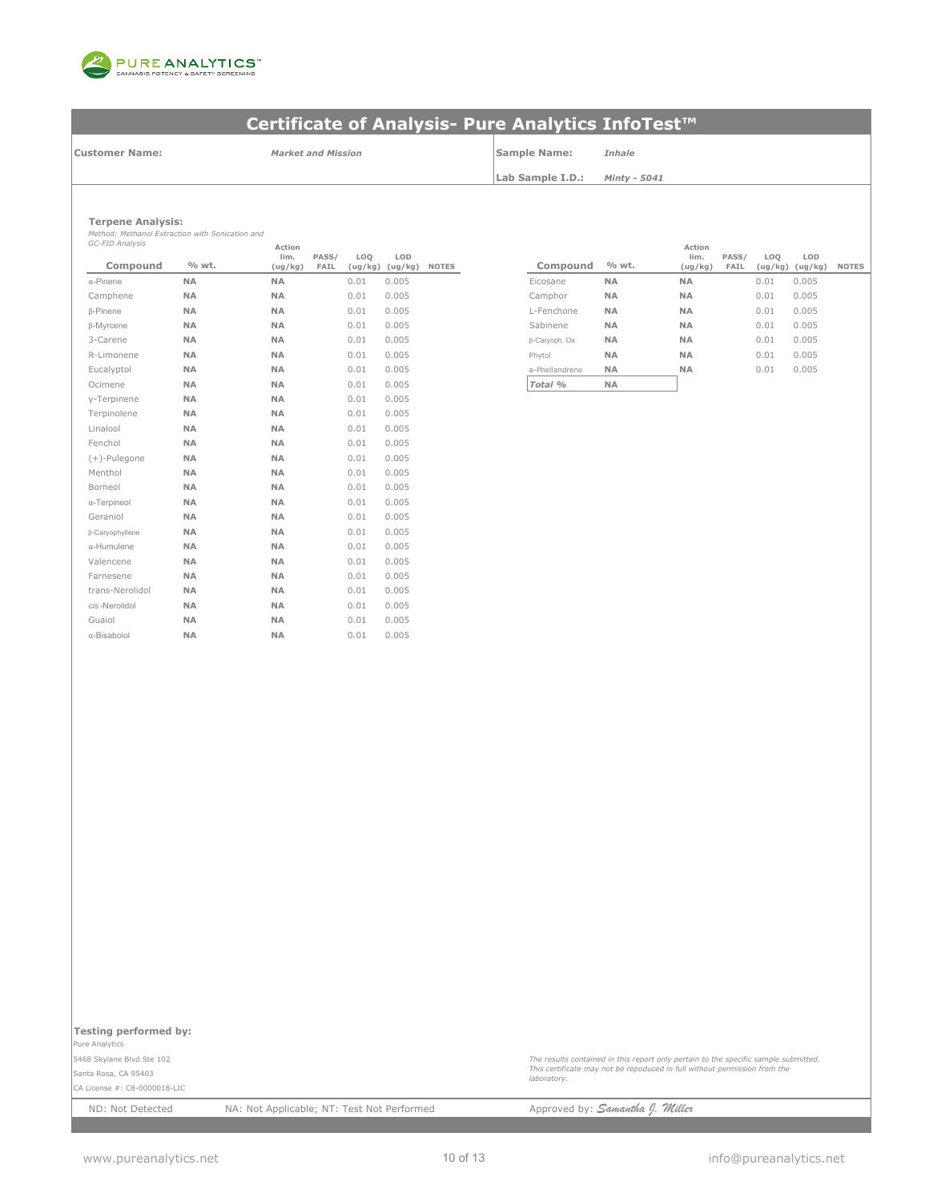PURE ANALYTICS™
CANNABIS POTENCY & SAFETY SCREENING

## Certificate of Analysis- Pure Analytics InfoTest™

**Customer Name:** *Market and Mission*

**Sample Name:** *Inhale*

**Lab Sample I.D.:** *Minty - 5041*

### Terpene Analysis:

*Method: Methanol Extraction with Sonication and GC-FID Analysis*

| Compound | % wt. | Action lim. (ug/kg) | PASS/ FAIL | LOQ (ug/kg) | LOD (ug/kg) | NOTES |
|---|---|---|---|---|---|---|
| α-Pinene | **NA** | **NA** | | 0.01 | 0.005 | |
| Camphene | **NA** | **NA** | | 0.01 | 0.005 | |
| β-Pinene | **NA** | **NA** | | 0.01 | 0.005 | |
| β-Myrcene | **NA** | **NA** | | 0.01 | 0.005 | |
| 3-Carene | **NA** | **NA** | | 0.01 | 0.005 | |
| R-Limonene | **NA** | **NA** | | 0.01 | 0.005 | |
| Eucalyptol | **NA** | **NA** | | 0.01 | 0.005 | |
| Ocimene | **NA** | **NA** | | 0.01 | 0.005 | |
| γ-Terpinene | **NA** | **NA** | | 0.01 | 0.005 | |
| Terpinolene | **NA** | **NA** | | 0.01 | 0.005 | |
| Linalool | **NA** | **NA** | | 0.01 | 0.005 | |
| Fenchol | **NA** | **NA** | | 0.01 | 0.005 | |
| (+)-Pulegone | **NA** | **NA** | | 0.01 | 0.005 | |
| Menthol | **NA** | **NA** | | 0.01 | 0.005 | |
| Borneol | **NA** | **NA** | | 0.01 | 0.005 | |
| α-Terpineol | **NA** | **NA** | | 0.01 | 0.005 | |
| Geraniol | **NA** | **NA** | | 0.01 | 0.005 | |
| β-Caryophyllene | **NA** | **NA** | | 0.01 | 0.005 | |
| α-Humulene | **NA** | **NA** | | 0.01 | 0.005 | |
| Valencene | **NA** | **NA** | | 0.01 | 0.005 | |
| Farnesene | **NA** | **NA** | | 0.01 | 0.005 | |
| trans-Nerolidol | **NA** | **NA** | | 0.01 | 0.005 | |
| *cis*-Nerolidol | **NA** | **NA** | | 0.01 | 0.005 | |
| Guaiol | **NA** | **NA** | | 0.01 | 0.005 | |
| α-Bisabolol | **NA** | **NA** | | 0.01 | 0.005 | |
| Eicosane | **NA** | **NA** | | 0.01 | 0.005 | |
| Camphor | **NA** | **NA** | | 0.01 | 0.005 | |
| L-Fenchone | **NA** | **NA** | | 0.01 | 0.005 | |
| Sabinene | **NA** | **NA** | | 0.01 | 0.005 | |
| β-Caryoph. Ox. | **NA** | **NA** | | 0.01 | 0.005 | |
| Phytol | **NA** | **NA** | | 0.01 | 0.005 | |
| a-Phellandrene | **NA** | **NA** | | 0.01 | 0.005 | |
| ***Total %*** | **NA** | | | | | |

**Testing performed by:**
Pure Analytics
5468 Skylane Blvd Ste 102
Santa Rosa, CA 95403
CA License #: C8-0000018-LIC

*The results contained in this report only pertain to the specific sample submitted. This certificate may not be repoduced in full without permission from the laboratory.*

ND: Not Detected | NA: Not Applicable; NT: Test Not Performed | Approved by: *Samantha J. Miller*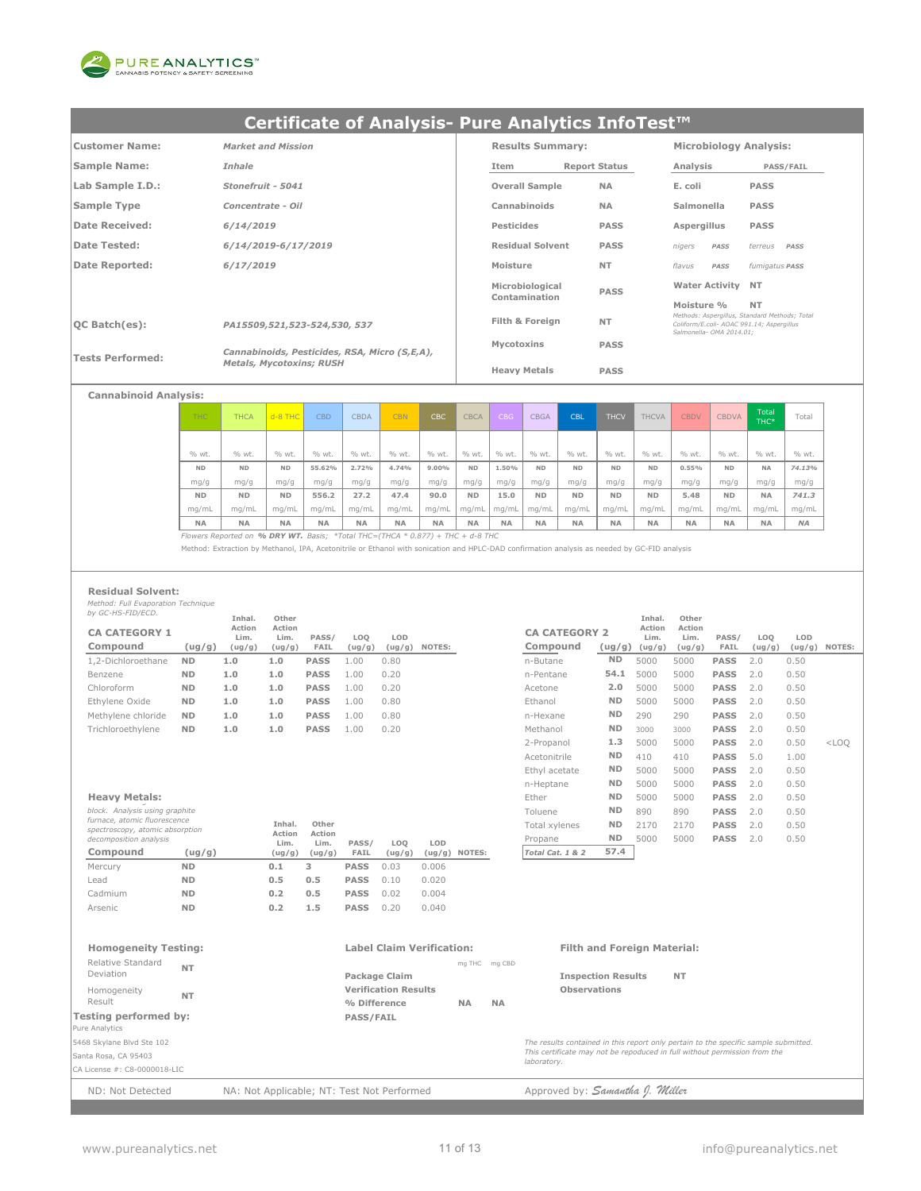PURE ANALYTICS™
CANNABIS POTENCY & SAFETY SCREENING

# Certificate of Analysis- Pure Analytics InfoTest™

| | |
|---|---|
| **Customer Name:** | *Market and Mission* |
| **Sample Name:** | *Inhale* |
| **Lab Sample I.D.:** | *Stonefruit - 5041* |
| **Sample Type** | *Concentrate - Oil* |
| **Date Received:** | *6/14/2019* |
| **Date Tested:** | *6/14/2019-6/17/2019* |
| **Date Reported:** | *6/17/2019* |
| **QC Batch(es):** | *PA15509,521,523-524,530, 537* |
| **Tests Performed:** | *Cannabinoids, Pesticides, RSA, Micro (S,E,A), Metals, Mycotoxins; RUSH* |

**Results Summary:**

| Item | Report Status |
|---|---|
| Overall Sample | NA |
| Cannabinoids | NA |
| Pesticides | PASS |
| Residual Solvent | PASS |
| Moisture | NT |
| Microbiological Contamination | PASS |
| Filth & Foreign | NT |
| Mycotoxins | PASS |
| Heavy Metals | PASS |

**Microbiology Analysis:**

| Analysis | PASS/FAIL |
|---|---|
| E. coli | PASS |
| Salmonella | PASS |
| Aspergillus | PASS |
| *nigers* | PASS |
| *terreus* | PASS |
| *flavus* | PASS |
| *fumigatus* | PASS |
| Water Activity | NT |
| Moisture % | NT |

*Methods: Aspergillus, Standard Methods; Total Coliform/E.coli- AOAC 991.14; Aspergillus Salmonella- OMA 2014.01;*

**Cannabinoid Analysis:**

| THC | THCA | d-8 THC | CBD | CBDA | CBN | CBC | CBCA | CBG | CBGA | CBL | THCV | THCVA | CBDV | CBDVA | Total THC* | Total |
|---|---|---|---|---|---|---|---|---|---|---|---|---|---|---|---|---|
| % wt. | % wt. | % wt. | % wt. | % wt. | % wt. | % wt. | % wt. | % wt. | % wt. | % wt. | % wt. | % wt. | % wt. | % wt. | % wt. | % wt. |
| ND | ND | ND | 55.62% | 2.72% | 4.74% | 9.00% | ND | 1.50% | ND | ND | ND | ND | 0.55% | ND | NA | 74.13% |
| mg/g | mg/g | mg/g | mg/g | mg/g | mg/g | mg/g | mg/g | mg/g | mg/g | mg/g | mg/g | mg/g | mg/g | mg/g | mg/g | mg/g |
| ND | ND | ND | 556.2 | 27.2 | 47.4 | 90.0 | ND | 15.0 | ND | ND | ND | ND | 5.48 | ND | NA | 741.3 |
| mg/mL | mg/mL | mg/mL | mg/mL | mg/mL | mg/mL | mg/mL | mg/mL | mg/mL | mg/mL | mg/mL | mg/mL | mg/mL | mg/mL | mg/mL | mg/mL | mg/mL |
| NA | NA | NA | NA | NA | NA | NA | NA | NA | NA | NA | NA | NA | NA | NA | NA | NA |

*Flowers Reported on **% DRY WT.** Basis; \*Total THC=(THCA \* 0.877) + THC + d-8 THC*

Method: Extraction by Methanol, IPA, Acetonitrile or Ethanol with sonication and HPLC-DAD confirmation analysis as needed by GC-FID analysis

**Residual Solvent:**

*Method: Full Evaporation Technique by GC-HS-FID/ECD.*

| CA CATEGORY 1 Compound | (ug/g) | Inhal. Action Lim. (ug/g) | Other Action Lim. (ug/g) | PASS/ FAIL | LOQ (ug/g) | LOD (ug/g) | NOTES: |
|---|---|---|---|---|---|---|---|
| 1,2-Dichloroethane | ND | 1.0 | 1.0 | PASS | 1.00 | 0.80 | |
| Benzene | ND | 1.0 | 1.0 | PASS | 1.00 | 0.20 | |
| Chloroform | ND | 1.0 | 1.0 | PASS | 1.00 | 0.20 | |
| Ethylene Oxide | ND | 1.0 | 1.0 | PASS | 1.00 | 0.80 | |
| Methylene chloride | ND | 1.0 | 1.0 | PASS | 1.00 | 0.80 | |
| Trichloroethylene | ND | 1.0 | 1.0 | PASS | 1.00 | 0.20 | |

| CA CATEGORY 2 Compound | (ug/g) | Inhal. Action Lim. (ug/g) | Other Action Lim. (ug/g) | PASS/ FAIL | LOQ (ug/g) | LOD (ug/g) | NOTES: |
|---|---|---|---|---|---|---|---|
| n-Butane | ND | 5000 | 5000 | PASS | 2.0 | 0.50 | |
| n-Pentane | 54.1 | 5000 | 5000 | PASS | 2.0 | 0.50 | |
| Acetone | 2.0 | 5000 | 5000 | PASS | 2.0 | 0.50 | |
| Ethanol | ND | 5000 | 5000 | PASS | 2.0 | 0.50 | |
| n-Hexane | ND | 290 | 290 | PASS | 2.0 | 0.50 | |
| Methanol | ND | 3000 | 3000 | PASS | 2.0 | 0.50 | |
| 2-Propanol | 1.3 | 5000 | 5000 | PASS | 2.0 | 0.50 | <LOQ |
| Acetonitrile | ND | 410 | 410 | PASS | 5.0 | 1.00 | |
| Ethyl acetate | ND | 5000 | 5000 | PASS | 2.0 | 0.50 | |
| n-Heptane | ND | 5000 | 5000 | PASS | 2.0 | 0.50 | |
| Ether | ND | 5000 | 5000 | PASS | 2.0 | 0.50 | |
| Toluene | ND | 890 | 890 | PASS | 2.0 | 0.50 | |
| Total xylenes | ND | 2170 | 2170 | PASS | 2.0 | 0.50 | |
| Propane | ND | 5000 | 5000 | PASS | 2.0 | 0.50 | |
| *Total Cat. 1 & 2* | 57.4 | | | | | | |

**Heavy Metals:**

*block. Analysis using graphite furnace, atomic fluorescence spectroscopy, atomic absorption decomposition analysis*

| Compound | (ug/g) | Inhal. Action Lim. (ug/g) | Other Action Lim. (ug/g) | PASS/ FAIL | LOQ (ug/g) | LOD (ug/g) | NOTES: |
|---|---|---|---|---|---|---|---|
| Mercury | ND | 0.1 | 3 | PASS | 0.03 | 0.006 | |
| Lead | ND | 0.5 | 0.5 | PASS | 0.10 | 0.020 | |
| Cadmium | ND | 0.2 | 0.5 | PASS | 0.02 | 0.004 | |
| Arsenic | ND | 0.2 | 1.5 | PASS | 0.20 | 0.040 | |

**Homogeneity Testing:**

| | |
|---|---|
| Relative Standard Deviation | NT |
| Homogeneity Result | NT |

**Label Claim Verification:**

| | mg THC | mg CBD |
|---|---|---|
| Package Claim | | |
| Verification Results | | |
| % Difference | NA | NA |
| PASS/FAIL | | |

**Filth and Foreign Material:**

| | |
|---|---|
| Inspection Results | NT |
| Observations | |

**Testing performed by:**
Pure Analytics
5468 Skylane Blvd Ste 102
Santa Rosa, CA 95403
CA License #: C8-0000018-LIC

*The results contained in this report only pertain to the specific sample submitted. This certificate may not be repoduced in full without permission from the laboratory.*

ND: Not Detected NA: Not Applicable; NT: Test Not Performed Approved by: *Samantha J. Miller*

www.pureanalytics.net info@pureanalytics.net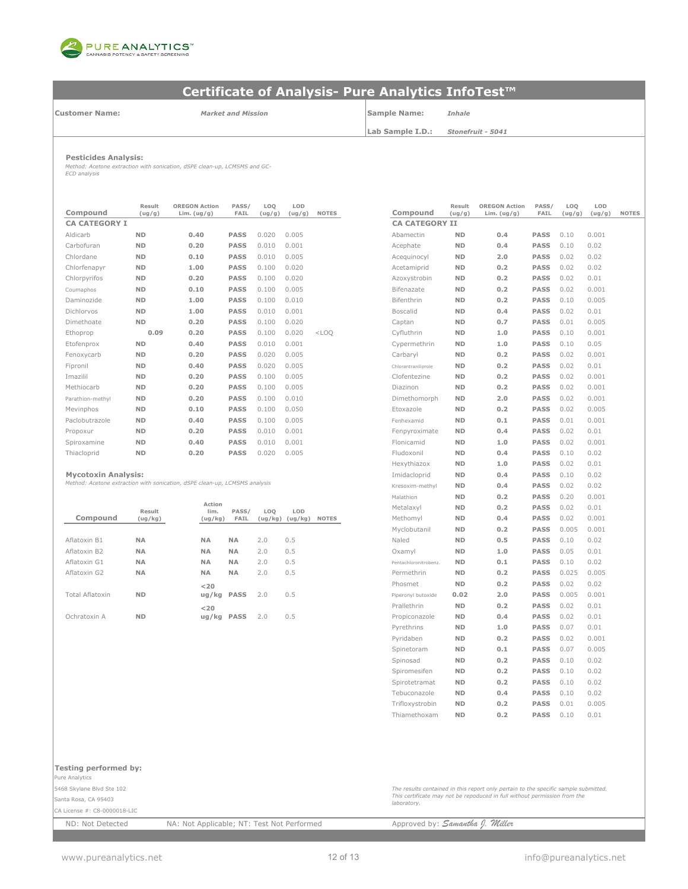# Certificate of Analysis- Pure Analytics InfoTest™

**Customer Name:** *Market and Mission*

**Sample Name:** *Inhale*

**Lab Sample I.D.:** *Stonefruit - 5041*

### Pesticides Analysis:

*Method: Acetone extraction with sonication, dSPE clean-up, LCMSMS and GC-ECD analysis*

| Compound | Result (ug/g) | OREGON Action Lim. (ug/g) | PASS/ FAIL | LOQ (ug/g) | LOD (ug/g) | NOTES |
|---|---|---|---|---|---|---|
| **CA CATEGORY I** | | | | | | |
| Aldicarb | ND | 0.40 | PASS | 0.020 | 0.005 | |
| Carbofuran | ND | 0.20 | PASS | 0.010 | 0.001 | |
| Chlordane | ND | 0.10 | PASS | 0.010 | 0.005 | |
| Chlorfenapyr | ND | 1.00 | PASS | 0.100 | 0.020 | |
| Chlorpyrifos | ND | 0.20 | PASS | 0.100 | 0.020 | |
| Coumaphos | ND | 0.10 | PASS | 0.100 | 0.005 | |
| Daminozide | ND | 1.00 | PASS | 0.100 | 0.010 | |
| Dichlorvos | ND | 1.00 | PASS | 0.010 | 0.001 | |
| Dimethoate | ND | 0.20 | PASS | 0.100 | 0.020 | |
| Ethoprop | 0.09 | 0.20 | PASS | 0.100 | 0.020 | <LOQ |
| Etofenprox | ND | 0.40 | PASS | 0.010 | 0.001 | |
| Fenoxycarb | ND | 0.20 | PASS | 0.020 | 0.005 | |
| Fipronil | ND | 0.40 | PASS | 0.020 | 0.005 | |
| Imazilil | ND | 0.20 | PASS | 0.100 | 0.005 | |
| Methiocarb | ND | 0.20 | PASS | 0.100 | 0.005 | |
| Parathion-methyl | ND | 0.20 | PASS | 0.100 | 0.010 | |
| Mevinphos | ND | 0.10 | PASS | 0.100 | 0.050 | |
| Paclobutrazole | ND | 0.40 | PASS | 0.100 | 0.005 | |
| Propoxur | ND | 0.20 | PASS | 0.010 | 0.001 | |
| Spiroxamine | ND | 0.40 | PASS | 0.010 | 0.001 | |
| Thiacloprid | ND | 0.20 | PASS | 0.020 | 0.005 | |

| Compound | Result (ug/g) | OREGON Action Lim. (ug/g) | PASS/ FAIL | LOQ (ug/g) | LOD (ug/g) | NOTES |
|---|---|---|---|---|---|---|
| **CA CATEGORY II** | | | | | | |
| Abamectin | ND | 0.4 | PASS | 0.10 | 0.001 | |
| Acephate | ND | 0.4 | PASS | 0.10 | 0.02 | |
| Acequinocyl | ND | 2.0 | PASS | 0.02 | 0.02 | |
| Acetamiprid | ND | 0.2 | PASS | 0.02 | 0.02 | |
| Azoxystrobin | ND | 0.2 | PASS | 0.02 | 0.01 | |
| Bifenazate | ND | 0.2 | PASS | 0.02 | 0.001 | |
| Bifenthrin | ND | 0.2 | PASS | 0.10 | 0.005 | |
| Boscalid | ND | 0.4 | PASS | 0.02 | 0.01 | |
| Captan | ND | 0.7 | PASS | 0.01 | 0.005 | |
| Cyfluthrin | ND | 1.0 | PASS | 0.10 | 0.001 | |
| Cypermethrin | ND | 1.0 | PASS | 0.10 | 0.05 | |
| Carbaryl | ND | 0.2 | PASS | 0.02 | 0.001 | |
| Chlorantraniliprole | ND | 0.2 | PASS | 0.02 | 0.01 | |
| Clofentezine | ND | 0.2 | PASS | 0.02 | 0.001 | |
| Diazinon | ND | 0.2 | PASS | 0.02 | 0.001 | |
| Dimethomorph | ND | 2.0 | PASS | 0.02 | 0.001 | |
| Etoxazole | ND | 0.2 | PASS | 0.02 | 0.005 | |
| Fenhexamid | ND | 0.1 | PASS | 0.01 | 0.001 | |
| Fenpyroximate | ND | 0.4 | PASS | 0.02 | 0.01 | |
| Flonicamid | ND | 1.0 | PASS | 0.02 | 0.001 | |
| Fludoxonil | ND | 0.4 | PASS | 0.10 | 0.02 | |
| Hexythiazox | ND | 1.0 | PASS | 0.02 | 0.01 | |
| Imidacloprid | ND | 0.4 | PASS | 0.10 | 0.02 | |
| Kresoxim-methyl | ND | 0.4 | PASS | 0.02 | 0.02 | |
| Malathion | ND | 0.2 | PASS | 0.20 | 0.001 | |
| Metalaxyl | ND | 0.2 | PASS | 0.02 | 0.01 | |
| Methomyl | ND | 0.4 | PASS | 0.02 | 0.001 | |
| Myclobutanil | ND | 0.2 | PASS | 0.005 | 0.001 | |
| Naled | ND | 0.5 | PASS | 0.10 | 0.02 | |
| Oxamyl | ND | 1.0 | PASS | 0.05 | 0.01 | |
| Pentachloronitrobenz. | ND | 0.1 | PASS | 0.10 | 0.02 | |
| Permethrin | ND | 0.2 | PASS | 0.025 | 0.005 | |
| Phosmet | ND | 0.2 | PASS | 0.02 | 0.02 | |
| Piperonyl butoxide | 0.02 | 2.0 | PASS | 0.005 | 0.001 | |
| Prallethrin | ND | 0.2 | PASS | 0.02 | 0.01 | |
| Propiconazole | ND | 0.4 | PASS | 0.02 | 0.01 | |
| Pyrethrins | ND | 1.0 | PASS | 0.07 | 0.01 | |
| Pyridaben | ND | 0.2 | PASS | 0.02 | 0.001 | |
| Spinetoram | ND | 0.1 | PASS | 0.07 | 0.005 | |
| Spinosad | ND | 0.2 | PASS | 0.10 | 0.02 | |
| Spiromesifen | ND | 0.2 | PASS | 0.10 | 0.02 | |
| Spirotetramat | ND | 0.2 | PASS | 0.10 | 0.02 | |
| Tebuconazole | ND | 0.4 | PASS | 0.10 | 0.02 | |
| Trifloxystrobin | ND | 0.2 | PASS | 0.01 | 0.005 | |
| Thiamethoxam | ND | 0.2 | PASS | 0.10 | 0.01 | |

### Mycotoxin Analysis:

*Method: Acetone extraction with sonication, dSPE clean-up, LCMSMS analysis*

| Compound | Result (ug/kg) | Action lim. (ug/kg) | PASS/ FAIL | LOQ (ug/kg) | LOD (ug/kg) | NOTES |
|---|---|---|---|---|---|---|
| Aflatoxin B1 | NA | NA | NA | 2.0 | 0.5 | |
| Aflatoxin B2 | NA | NA | NA | 2.0 | 0.5 | |
| Aflatoxin G1 | NA | NA | NA | 2.0 | 0.5 | |
| Aflatoxin G2 | NA | NA | NA | 2.0 | 0.5 | |
| Total Aflatoxin | ND | <20 ug/kg | PASS | 2.0 | 0.5 | |
| Ochratoxin A | ND | <20 ug/kg | PASS | 2.0 | 0.5 | |

**Testing performed by:**

Pure Analytics
5468 Skylane Blvd Ste 102
Santa Rosa, CA 95403
CA License #: C8-0000018-LIC

*The results contained in this report only pertain to the specific sample submitted. This certificate may not be repoduced in full without permission from the laboratory.*

ND: Not Detected NA: Not Applicable; NT: Test Not Performed

Approved by: *Samantha J. Miller*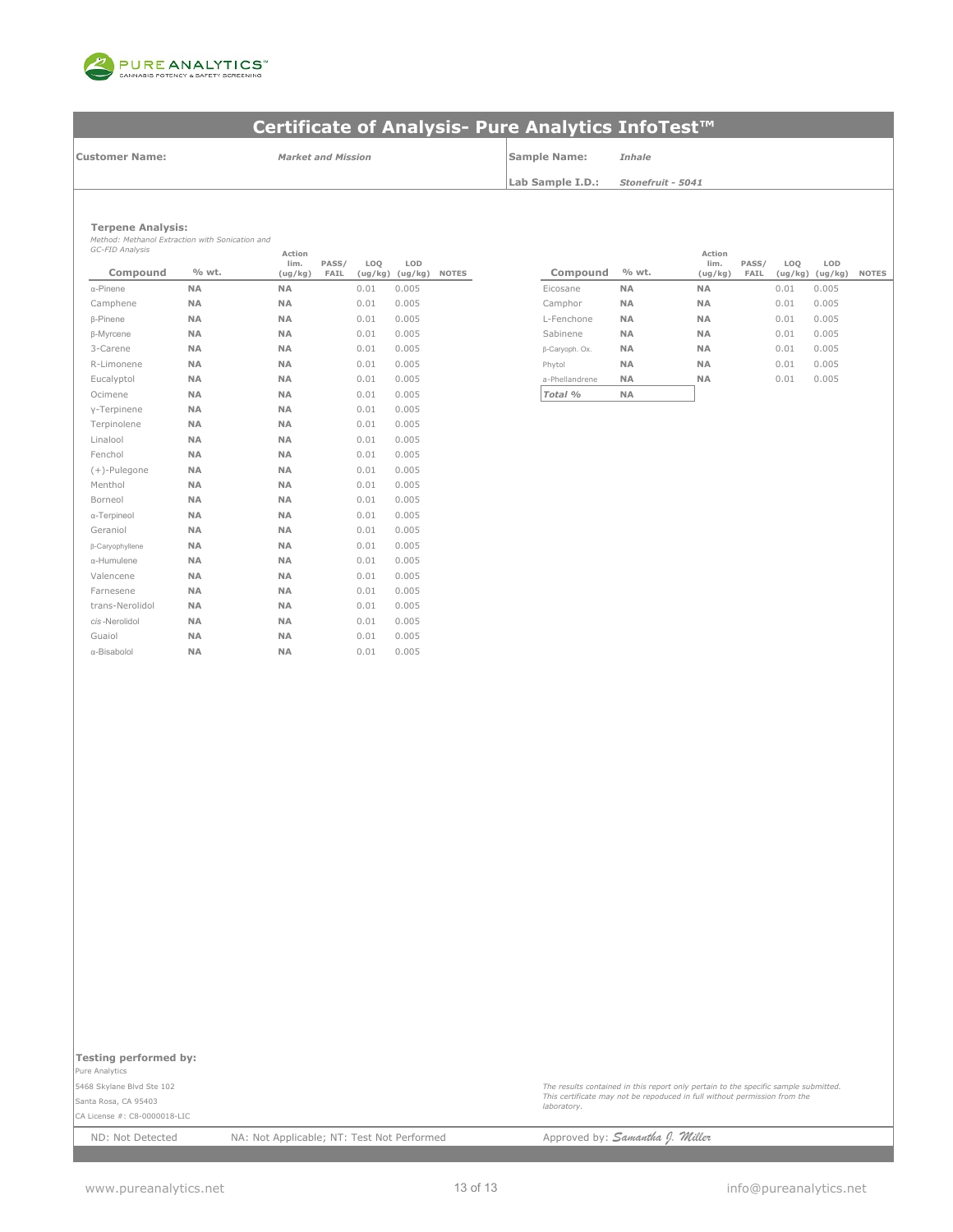PURE ANALYTICS™
CANNABIS POTENCY & SAFETY SCREENING

## Certificate of Analysis- Pure Analytics InfoTest™

| | | | |
|---|---|---|---|
| **Customer Name:** | ***Market and Mission*** | **Sample Name:** | ***Inhale*** |
| | | **Lab Sample I.D.:** | ***Stonefruit - 5041*** |

### Terpene Analysis:

*Method: Methanol Extraction with Sonication and GC-FID Analysis*

| Compound | % wt. | Action lim. (ug/kg) | PASS/ FAIL | LOQ (ug/kg) | LOD (ug/kg) | NOTES |
|---|---|---|---|---|---|---|
| α-Pinene | NA | NA | | 0.01 | 0.005 | |
| Camphene | NA | NA | | 0.01 | 0.005 | |
| β-Pinene | NA | NA | | 0.01 | 0.005 | |
| β-Myrcene | NA | NA | | 0.01 | 0.005 | |
| 3-Carene | NA | NA | | 0.01 | 0.005 | |
| R-Limonene | NA | NA | | 0.01 | 0.005 | |
| Eucalyptol | NA | NA | | 0.01 | 0.005 | |
| Ocimene | NA | NA | | 0.01 | 0.005 | |
| γ-Terpinene | NA | NA | | 0.01 | 0.005 | |
| Terpinolene | NA | NA | | 0.01 | 0.005 | |
| Linalool | NA | NA | | 0.01 | 0.005 | |
| Fenchol | NA | NA | | 0.01 | 0.005 | |
| (+)-Pulegone | NA | NA | | 0.01 | 0.005 | |
| Menthol | NA | NA | | 0.01 | 0.005 | |
| Borneol | NA | NA | | 0.01 | 0.005 | |
| α-Terpineol | NA | NA | | 0.01 | 0.005 | |
| Geraniol | NA | NA | | 0.01 | 0.005 | |
| β-Caryophyllene | NA | NA | | 0.01 | 0.005 | |
| α-Humulene | NA | NA | | 0.01 | 0.005 | |
| Valencene | NA | NA | | 0.01 | 0.005 | |
| Farnesene | NA | NA | | 0.01 | 0.005 | |
| trans-Nerolidol | NA | NA | | 0.01 | 0.005 | |
| *cis*-Nerolidol | NA | NA | | 0.01 | 0.005 | |
| Guaiol | NA | NA | | 0.01 | 0.005 | |
| α-Bisabolol | NA | NA | | 0.01 | 0.005 | |

| Compound | % wt. | Action lim. (ug/kg) | PASS/ FAIL | LOQ (ug/kg) | LOD (ug/kg) | NOTES |
|---|---|---|---|---|---|---|
| Eicosane | NA | NA | | 0.01 | 0.005 | |
| Camphor | NA | NA | | 0.01 | 0.005 | |
| L-Fenchone | NA | NA | | 0.01 | 0.005 | |
| Sabinene | NA | NA | | 0.01 | 0.005 | |
| β-Caryoph. Ox. | NA | NA | | 0.01 | 0.005 | |
| Phytol | NA | NA | | 0.01 | 0.005 | |
| a-Phellandrene | NA | NA | | 0.01 | 0.005 | |
| ***Total %*** | NA | | | | | |

**Testing performed by:**
Pure Analytics
5468 Skylane Blvd Ste 102
Santa Rosa, CA 95403
CA License #: C8-0000018-LIC

*The results contained in this report only pertain to the specific sample submitted. This certificate may not be repoduced in full without permission from the laboratory.*

ND: Not Detected NA: Not Applicable; NT: Test Not Performed Approved by: *Samantha J. Miller*

www.pureanalytics.net info@pureanalytics.net